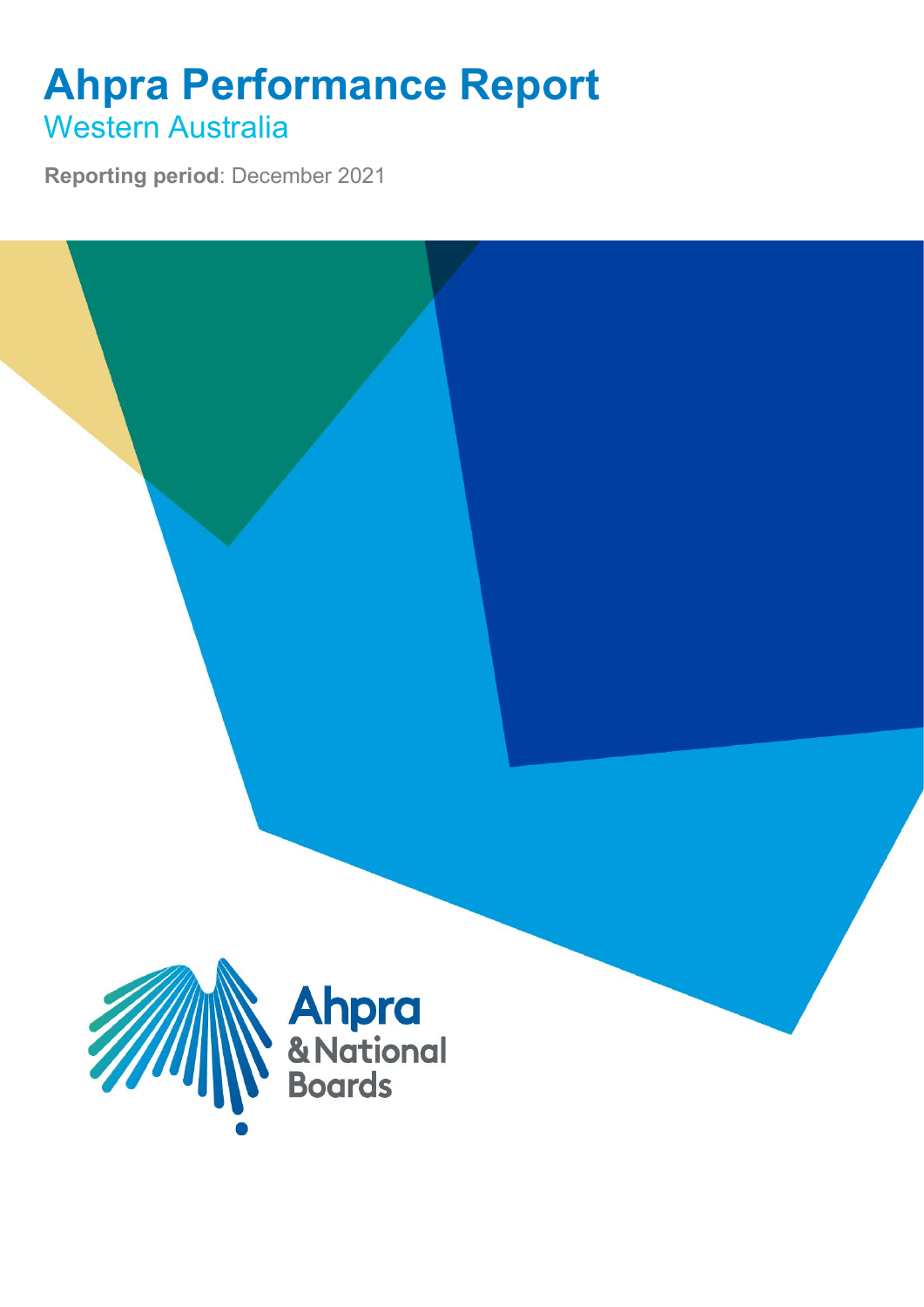# Ahpra Performance Report

## Western Australia

**Reporting period**: December 2021

Ahpra
& National
Boards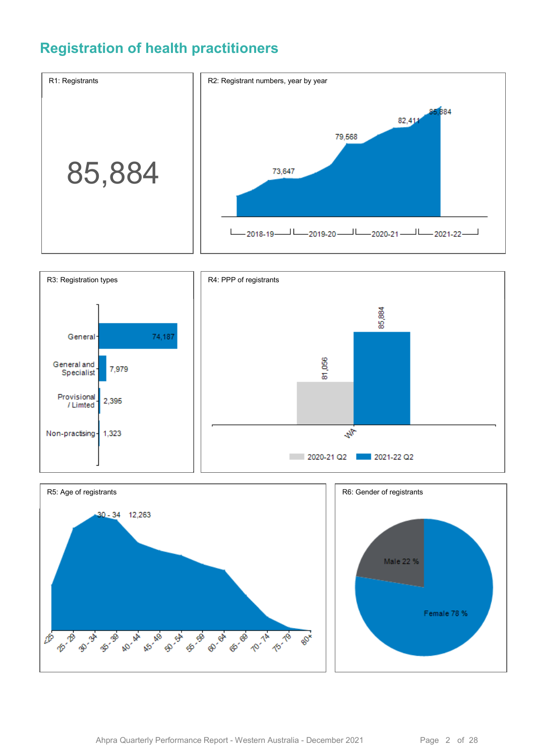# Registration of health practitioners

R1: Registrants

85,884

R2: Registrant numbers, year by year

73,647

79,568

82,411

85,884

2018-19 2019-20 2020-21 2021-22

R3: Registration types

General 74,187

General and Specialist 7,979

Provisional / Limted 2,395

Non-practising 1,323

R4: PPP of registrants

81,056

85,884

WA

2020-21 Q2 2021-22 Q2

R5: Age of registrants

30 - 34 12,263

<25 25 - 29 30 - 34 35 - 39 40 - 44 45 - 49 50 - 54 55 - 59 60 - 64 65 - 69 70 - 74 75 - 79 80+

R6: Gender of registrants

Male 22 %

Female 78 %

Ahpra Quarterly Performance Report - Western Australia - December 2021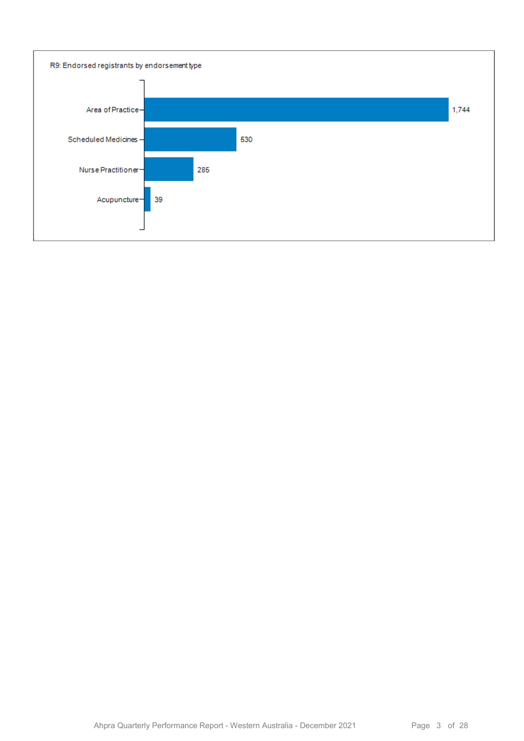R9: Endorsed registrants by endorsement type

Area of Practice
1,744

Scheduled Medicines
530

Nurse Practitioner
285

Acupuncture
39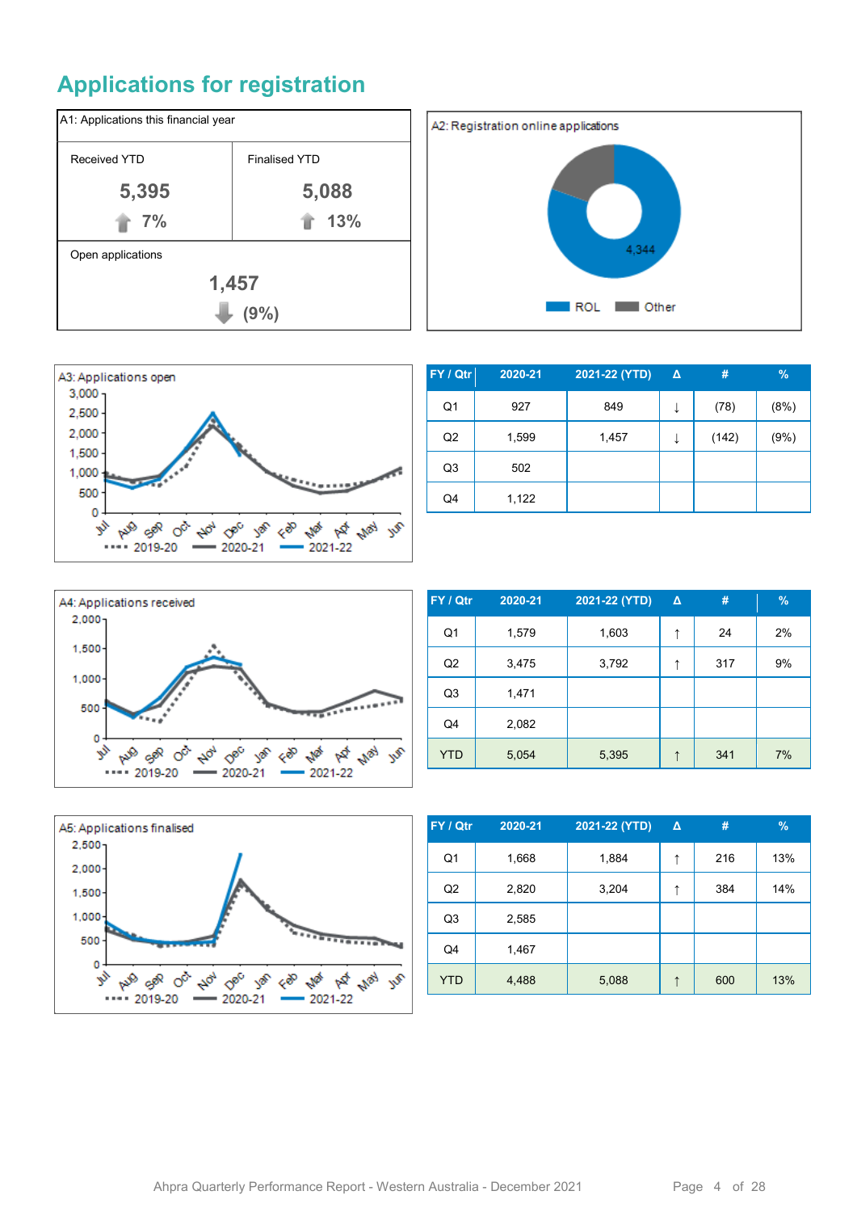# Applications for registration

A1: Applications this financial year

| Received YTD | Finalised YTD |
|---|---|
| 5,395 | 5,088 |
| ↑ 7% | ↑ 13% |

Open applications

1,457

↓ (9%)

A2: Registration online applications

4,344

ROL Other

A3: Applications open

3,000
2,500
2,000
1,500
1,000
500
0

Jul Aug Sep Oct Nov Dec Jan Feb Mar Apr May Jun

2019-20 2020-21 2021-22

| FY / Qtr | 2020-21 | 2021-22 (YTD) | Δ | # | % |
|---|---|---|---|---|---|
| Q1 | 927 | 849 | ↓ | (78) | (8%) |
| Q2 | 1,599 | 1,457 | ↓ | (142) | (9%) |
| Q3 | 502 | | | | |
| Q4 | 1,122 | | | | |

A4: Applications received

2,000
1,500
1,000
500
0

Jul Aug Sep Oct Nov Dec Jan Feb Mar Apr May Jun

2019-20 2020-21 2021-22

| FY / Qtr | 2020-21 | 2021-22 (YTD) | Δ | # | % |
|---|---|---|---|---|---|
| Q1 | 1,579 | 1,603 | ↑ | 24 | 2% |
| Q2 | 3,475 | 3,792 | ↑ | 317 | 9% |
| Q3 | 1,471 | | | | |
| Q4 | 2,082 | | | | |
| YTD | 5,054 | 5,395 | ↑ | 341 | 7% |

A5: Applications finalised

2,500
2,000
1,500
1,000
500
0

Jul Aug Sep Oct Nov Dec Jan Feb Mar Apr May Jun

2019-20 2020-21 2021-22

| FY / Qtr | 2020-21 | 2021-22 (YTD) | Δ | # | % |
|---|---|---|---|---|---|
| Q1 | 1,668 | 1,884 | ↑ | 216 | 13% |
| Q2 | 2,820 | 3,204 | ↑ | 384 | 14% |
| Q3 | 2,585 | | | | |
| Q4 | 1,467 | | | | |
| YTD | 4,488 | 5,088 | ↑ | 600 | 13% |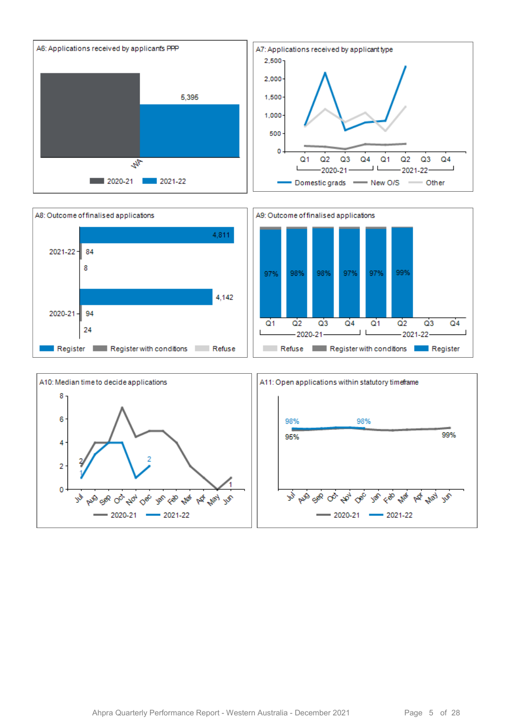A6: Applications received by applicants PPP

5,395

WA

2020-21 2021-22

A7: Applications received by applicant type

2,500
2,000
1,500
1,000
500
0

Q1 Q2 Q3 Q4 Q1 Q2 Q3 Q4
2020-21 2021-22

Domestic grads New O/S Other

A8: Outcome of finalised applications

2021-22
4,811
84
8

2020-21
4,142
94
24

Register Register with conditions Refuse

A9: Outcome of finalised applications

97% 98% 98% 97% 97% 99%

Q1 Q2 Q3 Q4 Q1 Q2 Q3 Q4
2020-21 2021-22

Refuse Register with conditions Register

A10: Median time to decide applications

8
6
4
2
0

2
1
2
1

Jul Aug Sep Oct Nov Dec Jan Feb Mar Apr May Jun

2020-21 2021-22

A11: Open applications within statutory timeframe

98%
98%
95%
99%

Jul Aug Sep Oct Nov Dec Jan Feb Mar Apr May Jun

2020-21 2021-22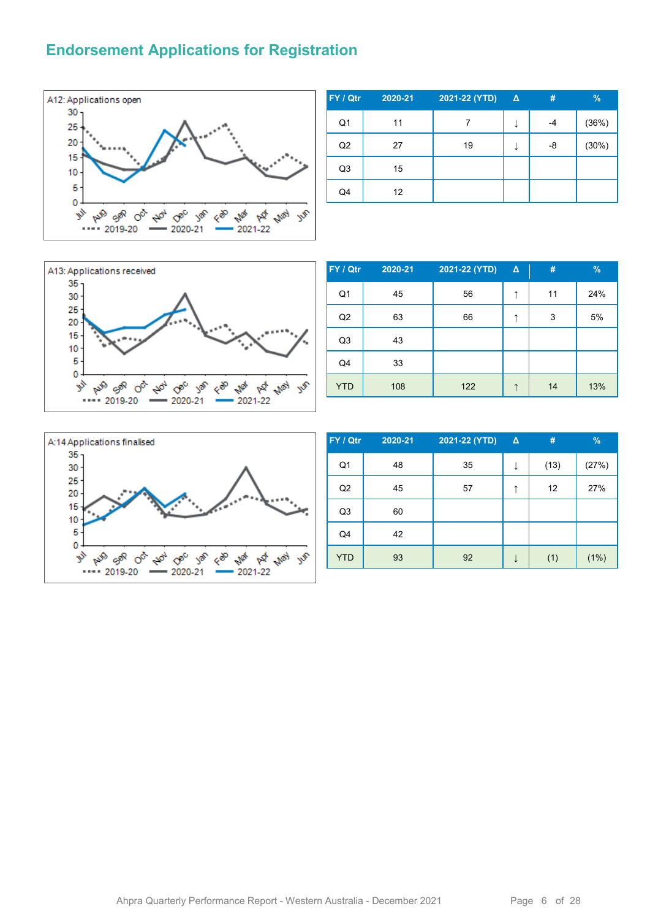# Endorsement Applications for Registration

A12: Applications open

30
25
20
15
10
5
0

Jul Aug Sep Oct Nov Dec Jan Feb Mar Apr May Jun

2019-20 2020-21 2021-22

| FY / Qtr | 2020-21 | 2021-22 (YTD) | Δ | # | % |
|---|---|---|---|---|---|
| Q1 | 11 | 7 | ↓ | -4 | (36%) |
| Q2 | 27 | 19 | ↓ | -8 | (30%) |
| Q3 | 15 | | | | |
| Q4 | 12 | | | | |

A13: Applications received

35
30
25
20
15
10
5
0

Jul Aug Sep Oct Nov Dec Jan Feb Mar Apr May Jun

2019-20 2020-21 2021-22

| FY / Qtr | 2020-21 | 2021-22 (YTD) | Δ | # | % |
|---|---|---|---|---|---|
| Q1 | 45 | 56 | ↑ | 11 | 24% |
| Q2 | 63 | 66 | ↑ | 3 | 5% |
| Q3 | 43 | | | | |
| Q4 | 33 | | | | |
| YTD | 108 | 122 | ↑ | 14 | 13% |

A:14 Applications finalised

35
30
25
20
15
10
5
0

Jul Aug Sep Oct Nov Dec Jan Feb Mar Apr May Jun

2019-20 2020-21 2021-22

| FY / Qtr | 2020-21 | 2021-22 (YTD) | Δ | # | % |
|---|---|---|---|---|---|
| Q1 | 48 | 35 | ↓ | (13) | (27%) |
| Q2 | 45 | 57 | ↑ | 12 | 27% |
| Q3 | 60 | | | | |
| Q4 | 42 | | | | |
| YTD | 93 | 92 | ↓ | (1) | (1%) |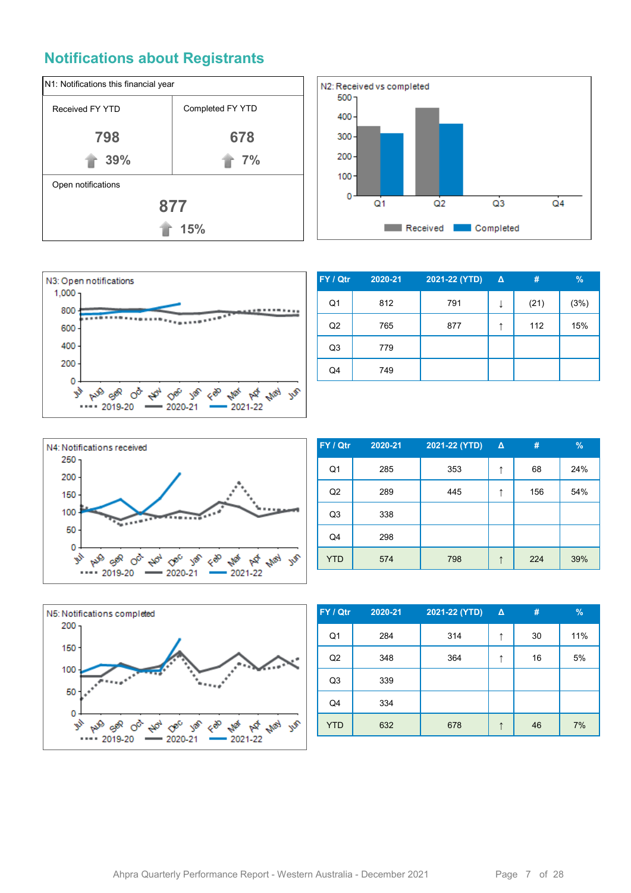## Notifications about Registrants

N1: Notifications this financial year

| Received FY YTD | Completed FY YTD |
|---|---|
| 798 | 678 |
| 39% | 7% |

Open notifications

877

15%

N2: Received vs completed

500
400
300
200
100
0
Q1 Q2 Q3 Q4

Received Completed

N3: Open notifications

1,000
800
600
400
200
0
Jul Aug Sep Oct Nov Dec Jan Feb Mar Apr May Jun

2019-20 2020-21 2021-22

| FY / Qtr | 2020-21 | 2021-22 (YTD) | Δ | # | % |
|---|---|---|---|---|---|
| Q1 | 812 | 791 | ↓ | (21) | (3%) |
| Q2 | 765 | 877 | ↑ | 112 | 15% |
| Q3 | 779 | | | | |
| Q4 | 749 | | | | |

N4: Notifications received

250
200
150
100
50
0
Jul Aug Sep Oct Nov Dec Jan Feb Mar Apr May Jun

2019-20 2020-21 2021-22

| FY / Qtr | 2020-21 | 2021-22 (YTD) | Δ | # | % |
|---|---|---|---|---|---|
| Q1 | 285 | 353 | ↑ | 68 | 24% |
| Q2 | 289 | 445 | ↑ | 156 | 54% |
| Q3 | 338 | | | | |
| Q4 | 298 | | | | |
| YTD | 574 | 798 | ↑ | 224 | 39% |

N5: Notifications completed

200
150
100
50
0
Jul Aug Sep Oct Nov Dec Jan Feb Mar Apr May Jun

2019-20 2020-21 2021-22

| FY / Qtr | 2020-21 | 2021-22 (YTD) | Δ | # | % |
|---|---|---|---|---|---|
| Q1 | 284 | 314 | ↑ | 30 | 11% |
| Q2 | 348 | 364 | ↑ | 16 | 5% |
| Q3 | 339 | | | | |
| Q4 | 334 | | | | |
| YTD | 632 | 678 | ↑ | 46 | 7% |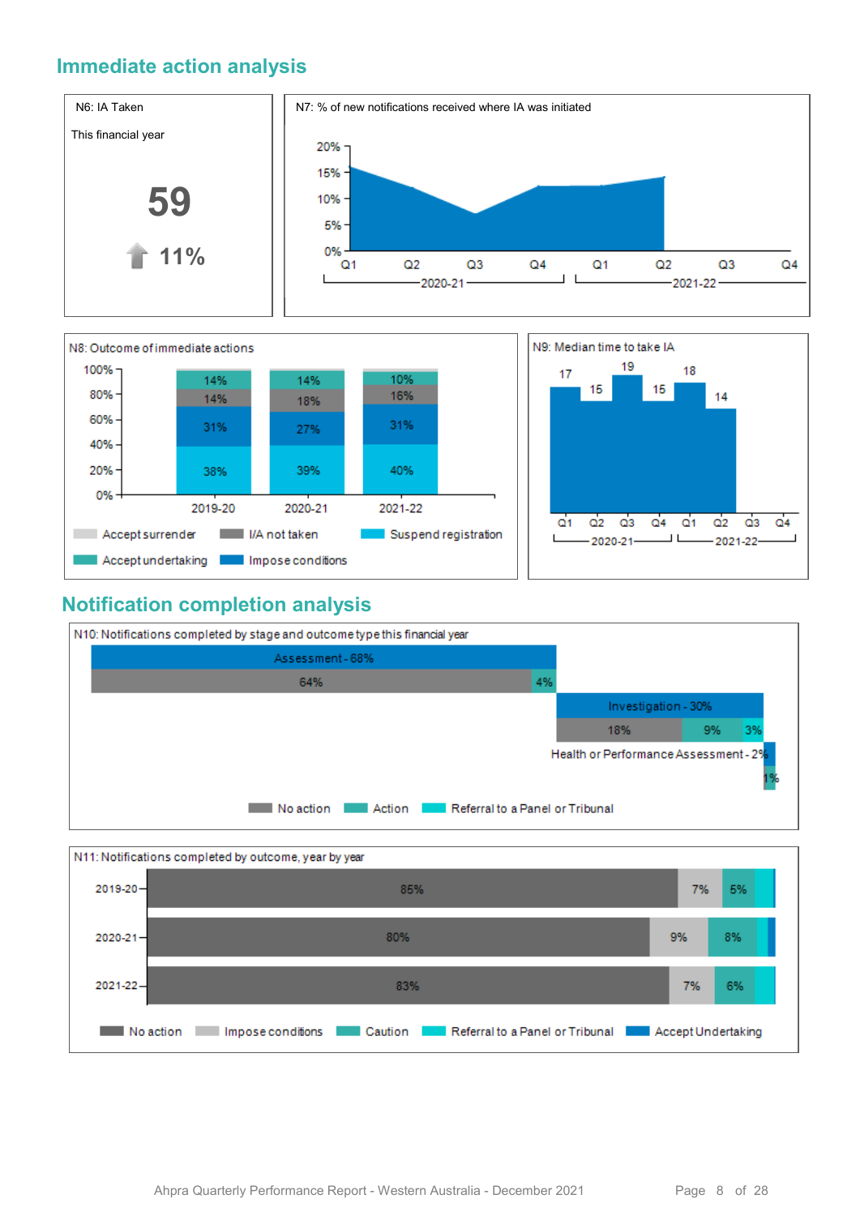## Immediate action analysis

N6: IA Taken

This financial year

59

11%

N7: % of new notifications received where IA was initiated

20%
15%
10%
5%
0%
Q1 Q2 Q3 Q4 Q1 Q2 Q3 Q4
2020-21 2021-22

N8: Outcome of immediate actions

100%
80%
60%
40%
20%
0%

2019-20: 14% 14% 31% 38%
2020-21: 14% 18% 27% 39%
2021-22: 10% 16% 31% 40%

Accept surrender, I/A not taken, Suspend registration, Accept undertaking, Impose conditions

N9: Median time to take IA

17 15 19 15 18 14

Q1 Q2 Q3 Q4 Q1 Q2 Q3 Q4
2020-21 2021-22

## Notification completion analysis

N10: Notifications completed by stage and outcome type this financial year

Assessment - 68%
64% 4%

Investigation - 30%
18% 9% 3%

Health or Performance Assessment - 2%
1%

No action, Action, Referral to a Panel or Tribunal

N11: Notifications completed by outcome, year by year

2019-20: 85% 7% 5%
2020-21: 80% 9% 8%
2021-22: 83% 7% 6%

No action, Impose conditions, Caution, Referral to a Panel or Tribunal, Accept Undertaking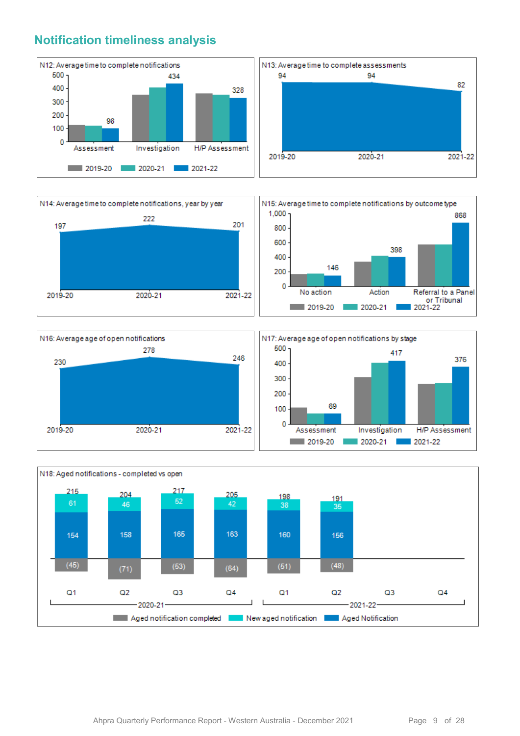## Notification timeliness analysis

N12: Average time to complete notifications

500
400
300
200
100
0

98
434
328

Assessment
Investigation
H/P Assessment

2019-20
2020-21
2021-22

N13: Average time to complete assessments

94
94
82

2019-20
2020-21
2021-22

N14: Average time to complete notifications, year by year

197
222
201

2019-20
2020-21
2021-22

N15: Average time to complete notifications by outcome type

1,000
800
600
400
200
0

146
398
868

No action
Action
Referral to a Panel or Tribunal

2019-20
2020-21
2021-22

N16: Average age of open notifications

230
278
246

2019-20
2020-21
2021-22

N17: Average age of open notifications by stage

500
400
300
200
100
0

69
417
376

Assessment
Investigation
H/P Assessment

2019-20
2020-21
2021-22

N18: Aged notifications - completed vs open

215
61
154
(45)

204
46
158
(71)

217
52
165
(53)

205
42
163
(64)

198
38
160
(51)

191
35
156
(48)

Q1
Q2
Q3
Q4
Q1
Q2
Q3
Q4

2020-21
2021-22

Aged notification completed
New aged notification
Aged Notification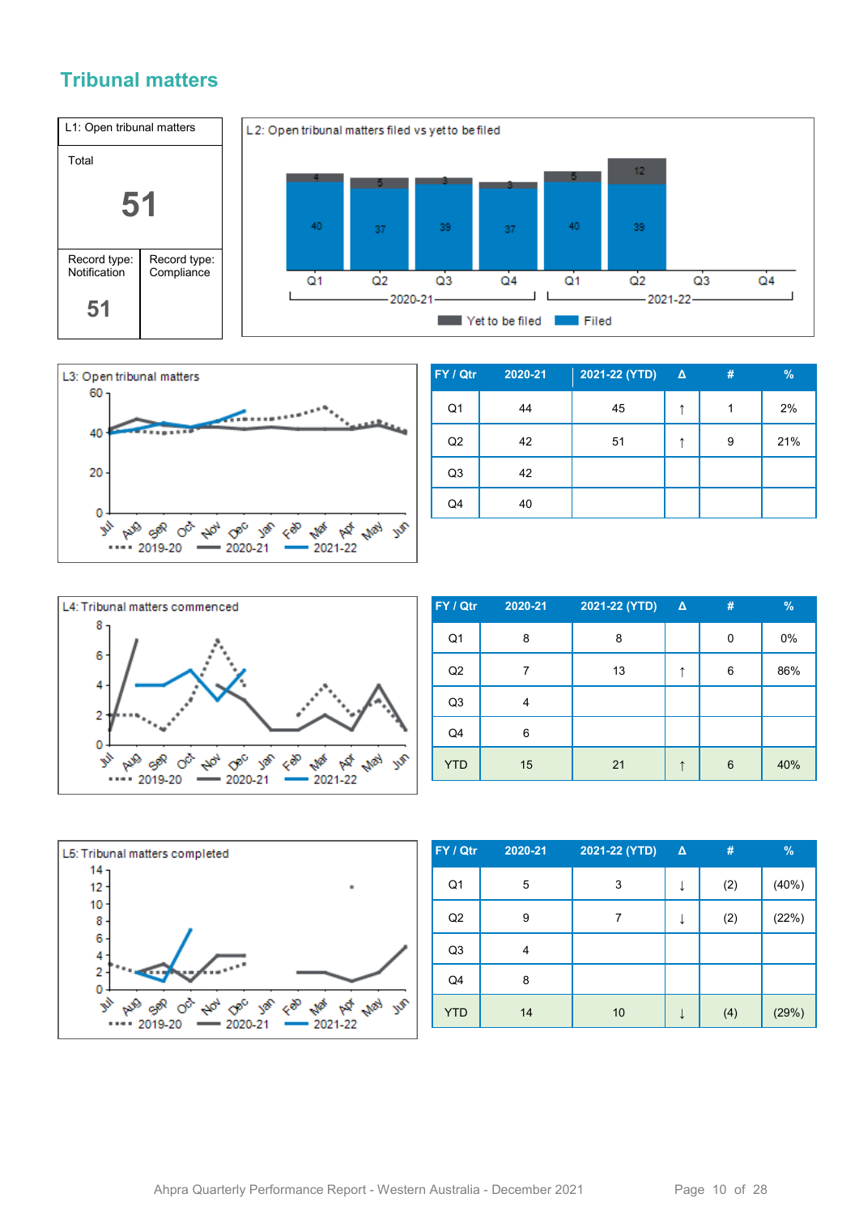## Tribunal matters

L1: Open tribunal matters

Total

51

| Record type: Notification | Record type: Compliance |
|---|---|
| 51 | |

L2: Open tribunal matters filed vs yet to be filed

4, 5, 3, 3, 5, 12

40, 37, 39, 37, 40, 39

Q1 Q2 Q3 Q4 Q1 Q2 Q3 Q4

2020-21 2021-22

Yet to be filed Filed

L3: Open tribunal matters

60, 40, 20, 0

Jul Aug Sep Oct Nov Dec Jan Feb Mar Apr May Jun

2019-20 2020-21 2021-22

| FY / Qtr | 2020-21 | 2021-22 (YTD) | Δ | # | % |
|---|---|---|---|---|---|
| Q1 | 44 | 45 | ↑ | 1 | 2% |
| Q2 | 42 | 51 | ↑ | 9 | 21% |
| Q3 | 42 | | | | |
| Q4 | 40 | | | | |

L4: Tribunal matters commenced

8, 6, 4, 2, 0

Jul Aug Sep Oct Nov Dec Jan Feb Mar Apr May Jun

2019-20 2020-21 2021-22

| FY / Qtr | 2020-21 | 2021-22 (YTD) | Δ | # | % |
|---|---|---|---|---|---|
| Q1 | 8 | 8 | | 0 | 0% |
| Q2 | 7 | 13 | ↑ | 6 | 86% |
| Q3 | 4 | | | | |
| Q4 | 6 | | | | |
| YTD | 15 | 21 | ↑ | 6 | 40% |

L5: Tribunal matters completed

14, 12, 10, 8, 6, 4, 2, 0

Jul Aug Sep Oct Nov Dec Jan Feb Mar Apr May Jun

2019-20 2020-21 2021-22

| FY / Qtr | 2020-21 | 2021-22 (YTD) | Δ | # | % |
|---|---|---|---|---|---|
| Q1 | 5 | 3 | ↓ | (2) | (40%) |
| Q2 | 9 | 7 | ↓ | (2) | (22%) |
| Q3 | 4 | | | | |
| Q4 | 8 | | | | |
| YTD | 14 | 10 | ↓ | (4) | (29%) |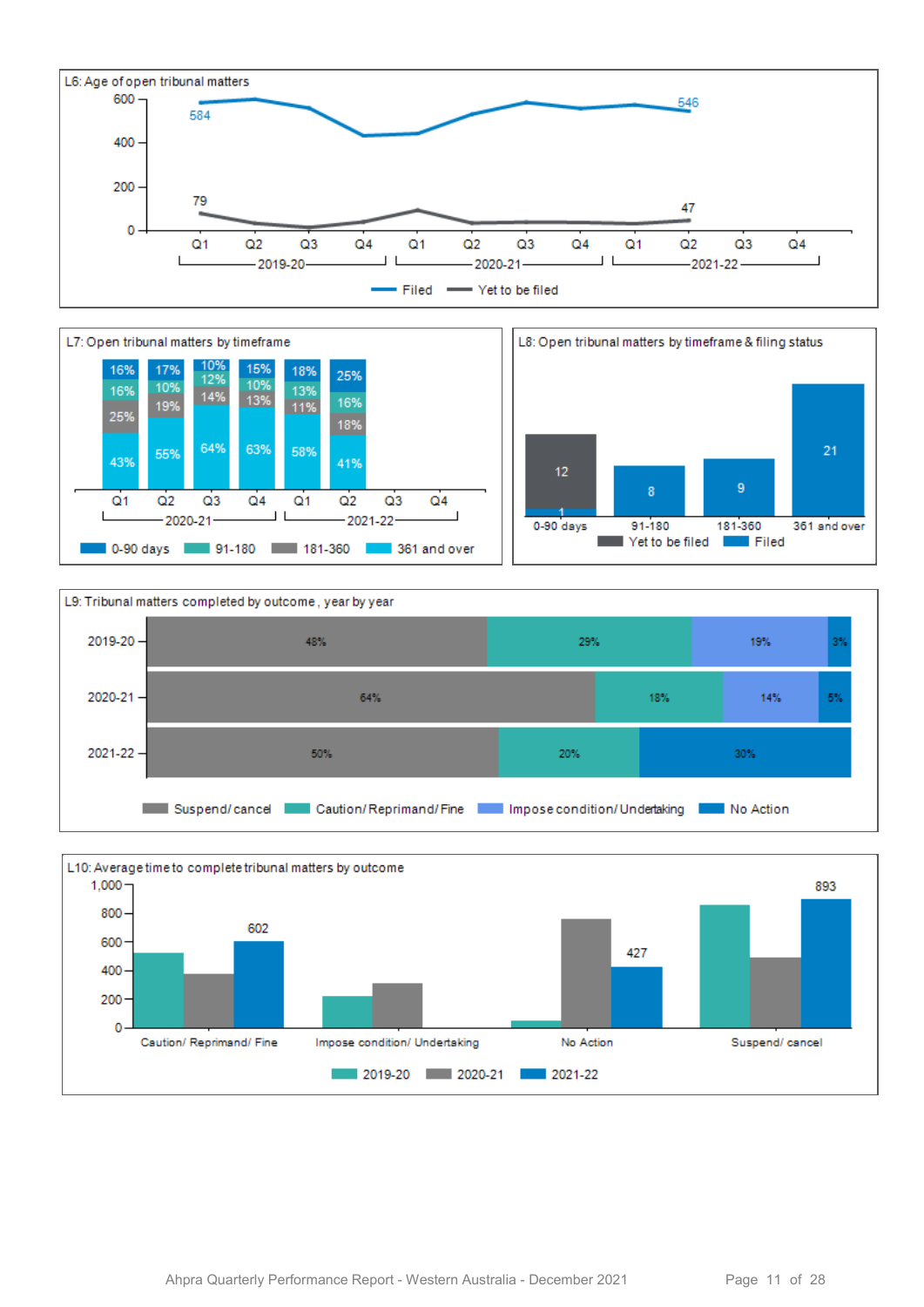L6: Age of open tribunal matters

600
400
200
0

584
546
79
47

Q1 Q2 Q3 Q4 Q1 Q2 Q3 Q4 Q1 Q2 Q3 Q4
2019-20 2020-21 2021-22

Filed Yet to be filed

L7: Open tribunal matters by timeframe

16% 17% 10% 15% 18% 25%
16% 10% 12% 10% 13% 16%
25% 19% 14% 13% 11% 18%
43% 55% 64% 63% 58% 41%

Q1 Q2 Q3 Q4 Q1 Q2 Q3 Q4
2020-21 2021-22

0-90 days 91-180 181-360 361 and over

L8: Open tribunal matters by timeframe & filing status

12
1
8
9
21

0-90 days 91-180 181-360 361 and over
Yet to be filed Filed

L9: Tribunal matters completed by outcome, year by year

2019-20 48% 29% 19% 3%
2020-21 64% 18% 14% 5%
2021-22 50% 20% 30%

Suspend/cancel Caution/Reprimand/Fine Impose condition/Undertaking No Action

L10: Average time to complete tribunal matters by outcome

1,000
800
600
400
200
0

602
427
893

Caution/ Reprimand/ Fine Impose condition/ Undertaking No Action Suspend/ cancel

2019-20 2020-21 2021-22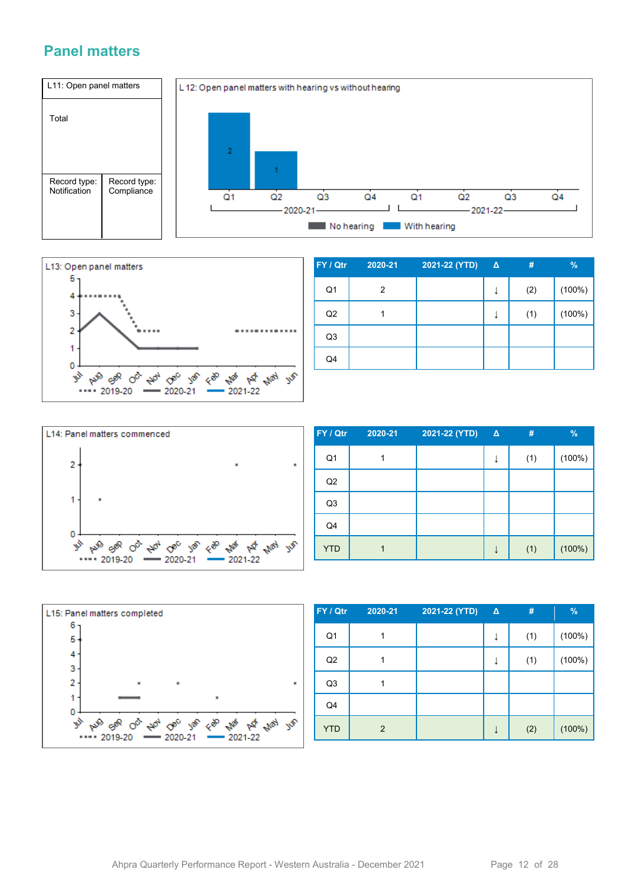## Panel matters

| L11: Open panel matters | |
|---|---|
| Total | |
| Record type: Notification | Record type: Compliance |

L 12: Open panel matters with hearing vs without hearing

2
1
Q1 Q2 Q3 Q4 Q1 Q2 Q3 Q4
2020-21 2021-22
No hearing With hearing

L13: Open panel matters

5
4
3
2
1
0
Jul Aug Sep Oct Nov Dec Jan Feb Mar Apr May Jun
2019-20 2020-21 2021-22

| FY / Qtr | 2020-21 | 2021-22 (YTD) | Δ | # | % |
|---|---|---|---|---|---|
| Q1 | 2 | | ↓ | (2) | (100%) |
| Q2 | 1 | | ↓ | (1) | (100%) |
| Q3 | | | | | |
| Q4 | | | | | |

L14: Panel matters commenced

2
1
0
Jul Aug Sep Oct Nov Dec Jan Feb Mar Apr May Jun
2019-20 2020-21 2021-22

| FY / Qtr | 2020-21 | 2021-22 (YTD) | Δ | # | % |
|---|---|---|---|---|---|
| Q1 | 1 | | ↓ | (1) | (100%) |
| Q2 | | | | | |
| Q3 | | | | | |
| Q4 | | | | | |
| YTD | 1 | | ↓ | (1) | (100%) |

L15: Panel matters completed

6
5
4
3
2
1
0
Jul Aug Sep Oct Nov Dec Jan Feb Mar Apr May Jun
2019-20 2020-21 2021-22

| FY / Qtr | 2020-21 | 2021-22 (YTD) | Δ | # | % |
|---|---|---|---|---|---|
| Q1 | 1 | | ↓ | (1) | (100%) |
| Q2 | 1 | | ↓ | (1) | (100%) |
| Q3 | 1 | | | | |
| Q4 | | | | | |
| YTD | 2 | | ↓ | (2) | (100%) |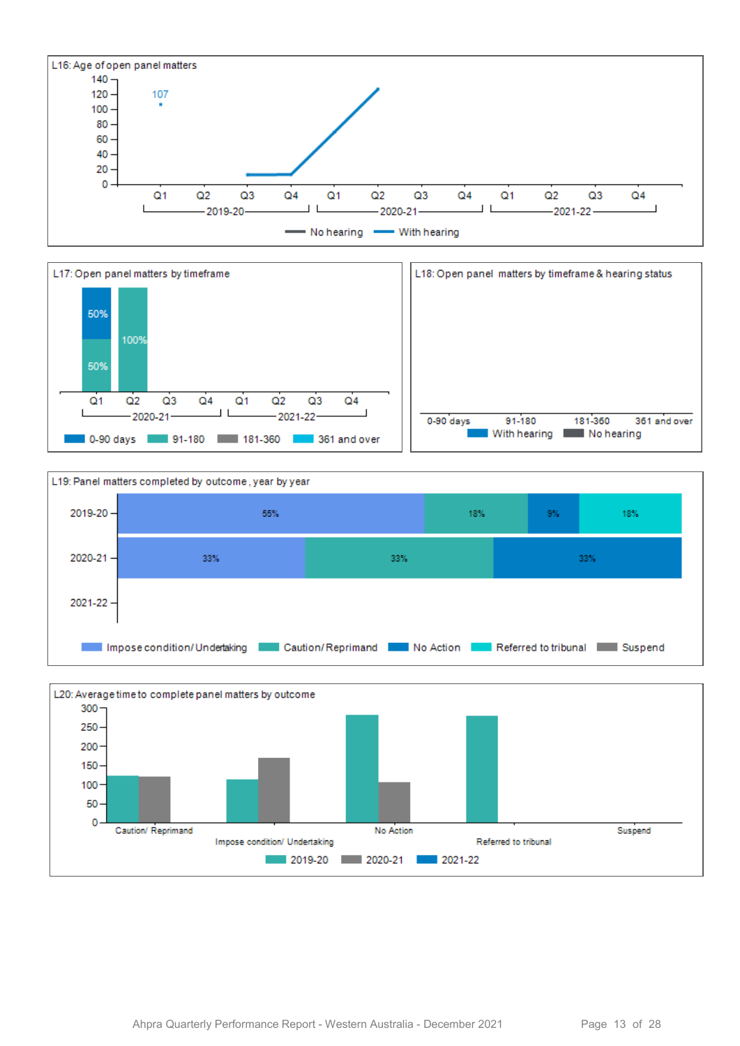L16: Age of open panel matters

140
120
100
80
60
40
20
0

107

Q1 Q2 Q3 Q4 Q1 Q2 Q3 Q4 Q1 Q2 Q3 Q4

2019-20 2020-21 2021-22

No hearing With hearing

L17: Open panel matters by timeframe

50%
50%
100%

Q1 Q2 Q3 Q4 Q1 Q2 Q3 Q4

2020-21 2021-22

0-90 days 91-180 181-360 361 and over

L18: Open panel matters by timeframe & hearing status

0-90 days 91-180 181-360 361 and over

With hearing No hearing

L19: Panel matters completed by outcome, year by year

2019-20: 55% 18% 9% 18%

2020-21: 33% 33% 33%

2021-22

Impose condition/ Undertaking Caution/ Reprimand No Action Referred to tribunal Suspend

L20: Average time to complete panel matters by outcome

300
250
200
150
100
50
0

Caution/ Reprimand Impose condition/ Undertaking No Action Referred to tribunal Suspend

2019-20 2020-21 2021-22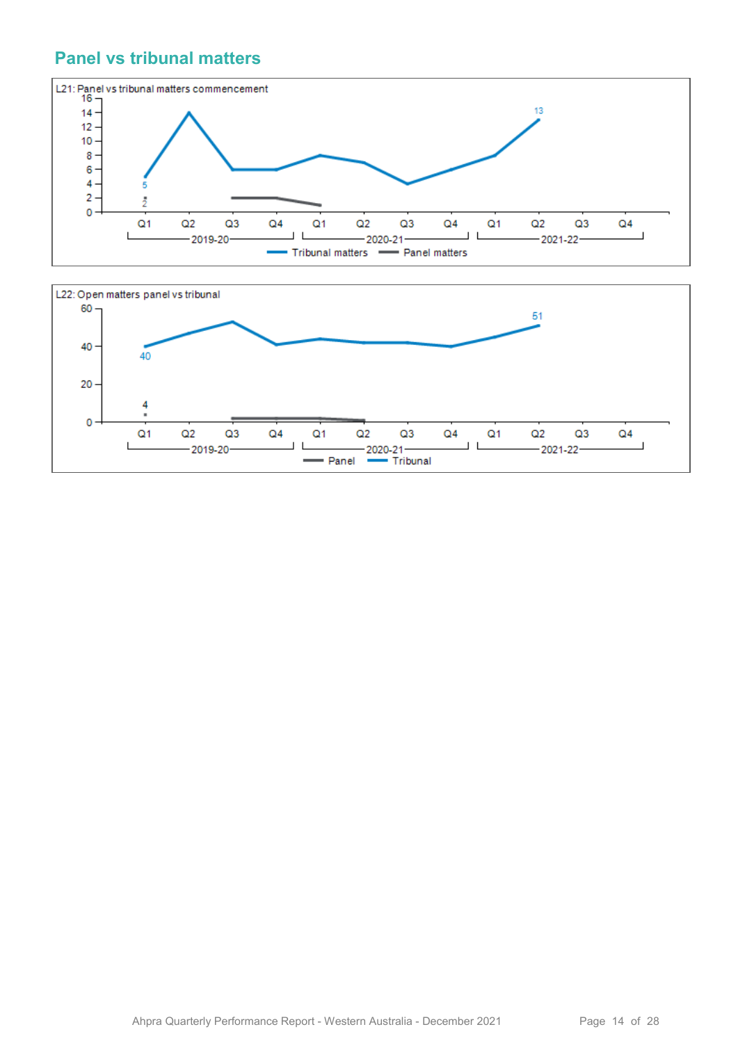## Panel vs tribunal matters

L21: Panel vs tribunal matters commencement

16
14
12
10
8
6
4
2
0

5
2
13

Q1 Q2 Q3 Q4 Q1 Q2 Q3 Q4 Q1 Q2 Q3 Q4

2019-20 2020-21 2021-22

Tribunal matters Panel matters

L22: Open matters panel vs tribunal

60
40
20
0

40
4
51

Q1 Q2 Q3 Q4 Q1 Q2 Q3 Q4 Q1 Q2 Q3 Q4

2019-20 2020-21 2021-22

Panel Tribunal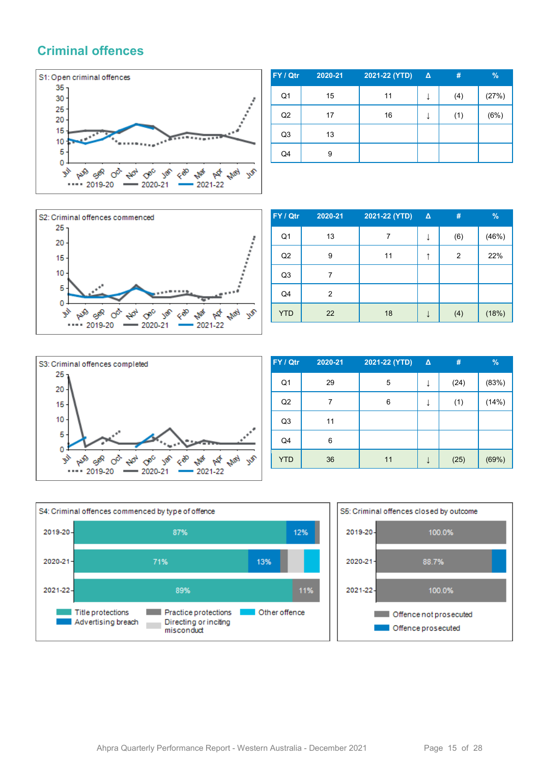## Criminal offences

S1: Open criminal offences

| FY / Qtr | 2020-21 | 2021-22 (YTD) | Δ | # | % |
|---|---|---|---|---|---|
| Q1 | 15 | 11 | ↓ | (4) | (27%) |
| Q2 | 17 | 16 | ↓ | (1) | (6%) |
| Q3 | 13 | | | | |
| Q4 | 9 | | | | |

S2: Criminal offences commenced

| FY / Qtr | 2020-21 | 2021-22 (YTD) | Δ | # | % |
|---|---|---|---|---|---|
| Q1 | 13 | 7 | ↓ | (6) | (46%) |
| Q2 | 9 | 11 | ↑ | 2 | 22% |
| Q3 | 7 | | | | |
| Q4 | 2 | | | | |
| YTD | 22 | 18 | ↓ | (4) | (18%) |

S3: Criminal offences completed

| FY / Qtr | 2020-21 | 2021-22 (YTD) | Δ | # | % |
|---|---|---|---|---|---|
| Q1 | 29 | 5 | ↓ | (24) | (83%) |
| Q2 | 7 | 6 | ↓ | (1) | (14%) |
| Q3 | 11 | | | | |
| Q4 | 6 | | | | |
| YTD | 36 | 11 | ↓ | (25) | (69%) |

S4: Criminal offences commenced by type of offence

S5: Criminal offences closed by outcome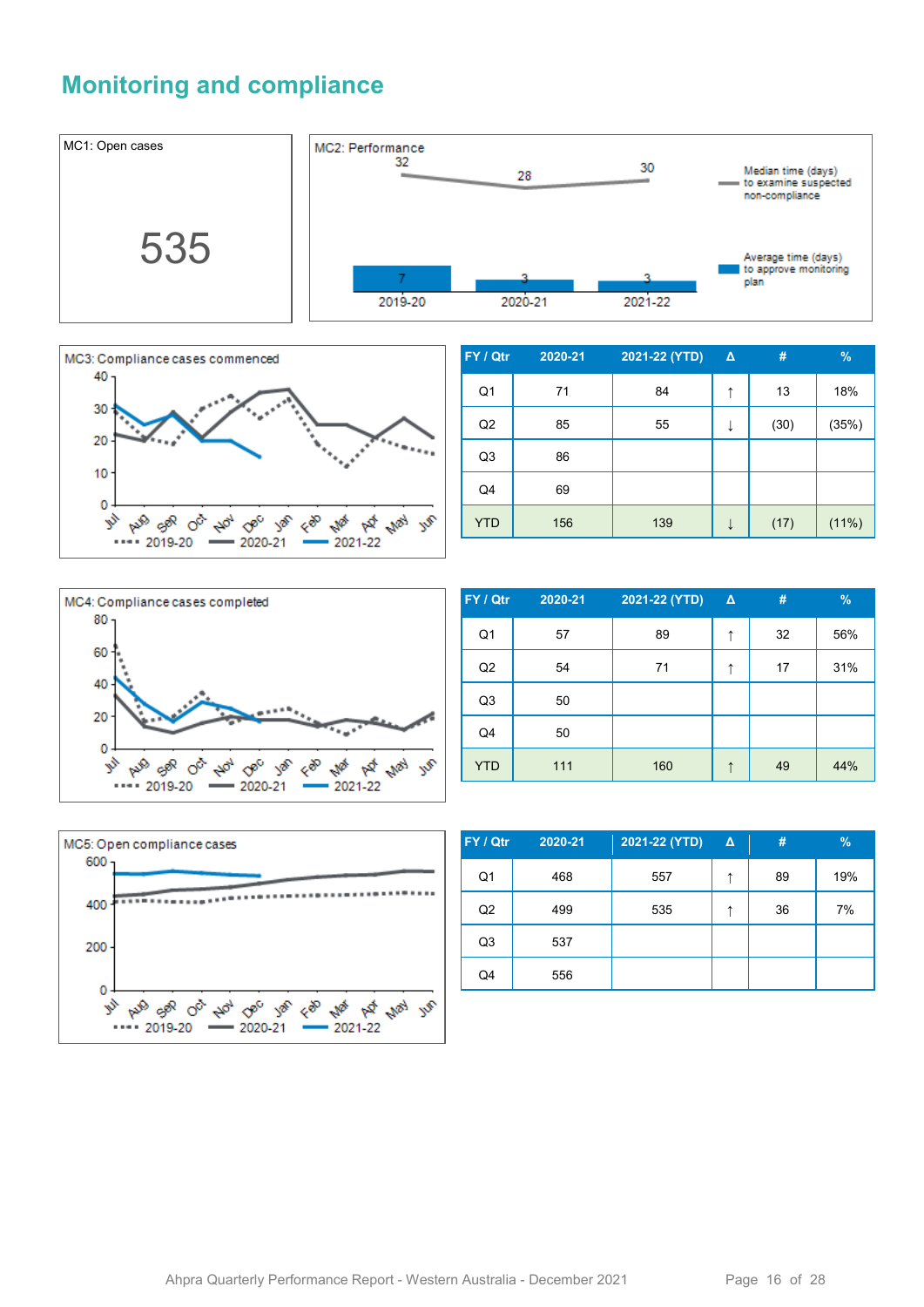## Monitoring and compliance

MC1: Open cases

535

MC2: Performance

32
28
30

Median time (days) to examine suspected non-compliance

7
3
3

Average time (days) to approve monitoring plan

2019-20
2020-21
2021-22

MC3: Compliance cases commenced

40
30
20
10
0

Jul Aug Sep Oct Nov Dec Jan Feb Mar Apr May Jun

2019-20 2020-21 2021-22

| FY / Qtr | 2020-21 | 2021-22 (YTD) | Δ | # | % |
|---|---|---|---|---|---|
| Q1 | 71 | 84 | ↑ | 13 | 18% |
| Q2 | 85 | 55 | ↓ | (30) | (35%) |
| Q3 | 86 | | | | |
| Q4 | 69 | | | | |
| YTD | 156 | 139 | ↓ | (17) | (11%) |

MC4: Compliance cases completed

80
60
40
20
0

Jul Aug Sep Oct Nov Dec Jan Feb Mar Apr May Jun

2019-20 2020-21 2021-22

| FY / Qtr | 2020-21 | 2021-22 (YTD) | Δ | # | % |
|---|---|---|---|---|---|
| Q1 | 57 | 89 | ↑ | 32 | 56% |
| Q2 | 54 | 71 | ↑ | 17 | 31% |
| Q3 | 50 | | | | |
| Q4 | 50 | | | | |
| YTD | 111 | 160 | ↑ | 49 | 44% |

MC5: Open compliance cases

600
400
200
0

Jul Aug Sep Oct Nov Dec Jan Feb Mar Apr May Jun

2019-20 2020-21 2021-22

| FY / Qtr | 2020-21 | 2021-22 (YTD) | Δ | # | % |
|---|---|---|---|---|---|
| Q1 | 468 | 557 | ↑ | 89 | 19% |
| Q2 | 499 | 535 | ↑ | 36 | 7% |
| Q3 | 537 | | | | |
| Q4 | 556 | | | | |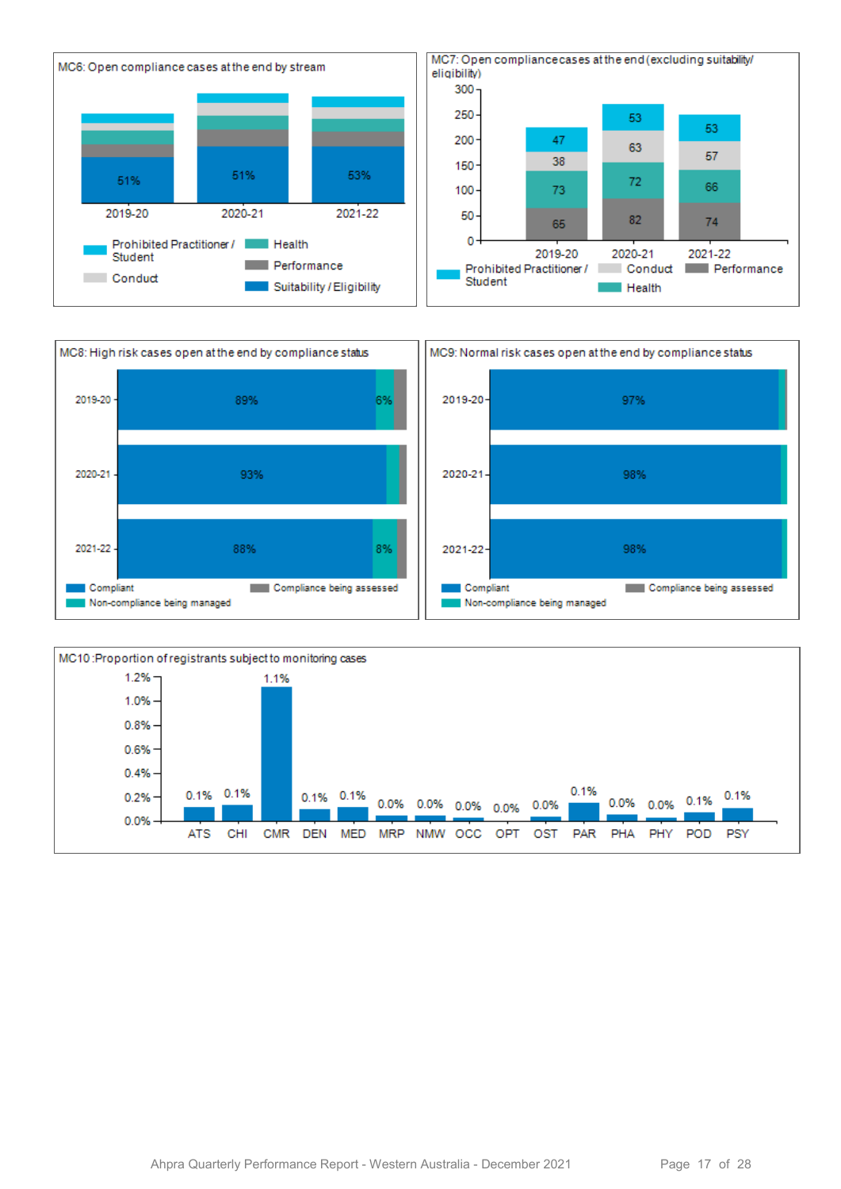MC6: Open compliance cases at the end by stream

51%
51%
53%

2019-20
2020-21
2021-22

Prohibited Practitioner / Student
Conduct
Health
Performance
Suitability / Eligibility

MC7: Open compliance cases at the end (excluding suitability/eligibility)

300
250
200
150
100
50
0

47
38
73
65

53
63
72
82

53
57
66
74

2019-20
2020-21
2021-22

Prohibited Practitioner / Student
Conduct
Performance
Health

MC8: High risk cases open at the end by compliance status

2019-20 89% 6%
2020-21 93%
2021-22 88% 8%

Compliant
Non-compliance being managed
Compliance being assessed

MC9: Normal risk cases open at the end by compliance status

2019-20 97%
2020-21 98%
2021-22 98%

Compliant
Non-compliance being managed
Compliance being assessed

MC10: Proportion of registrants subject to monitoring cases

1.2%
1.0%
0.8%
0.6%
0.4%
0.2%
0.0%

ATS 0.1%
CHI 0.1%
CMR 1.1%
DEN 0.1%
MED 0.1%
MRP 0.0%
NMW 0.0%
OCC 0.0%
OPT 0.0%
OST 0.0%
PAR 0.1%
PHA 0.0%
PHY 0.0%
POD 0.1%
PSY 0.1%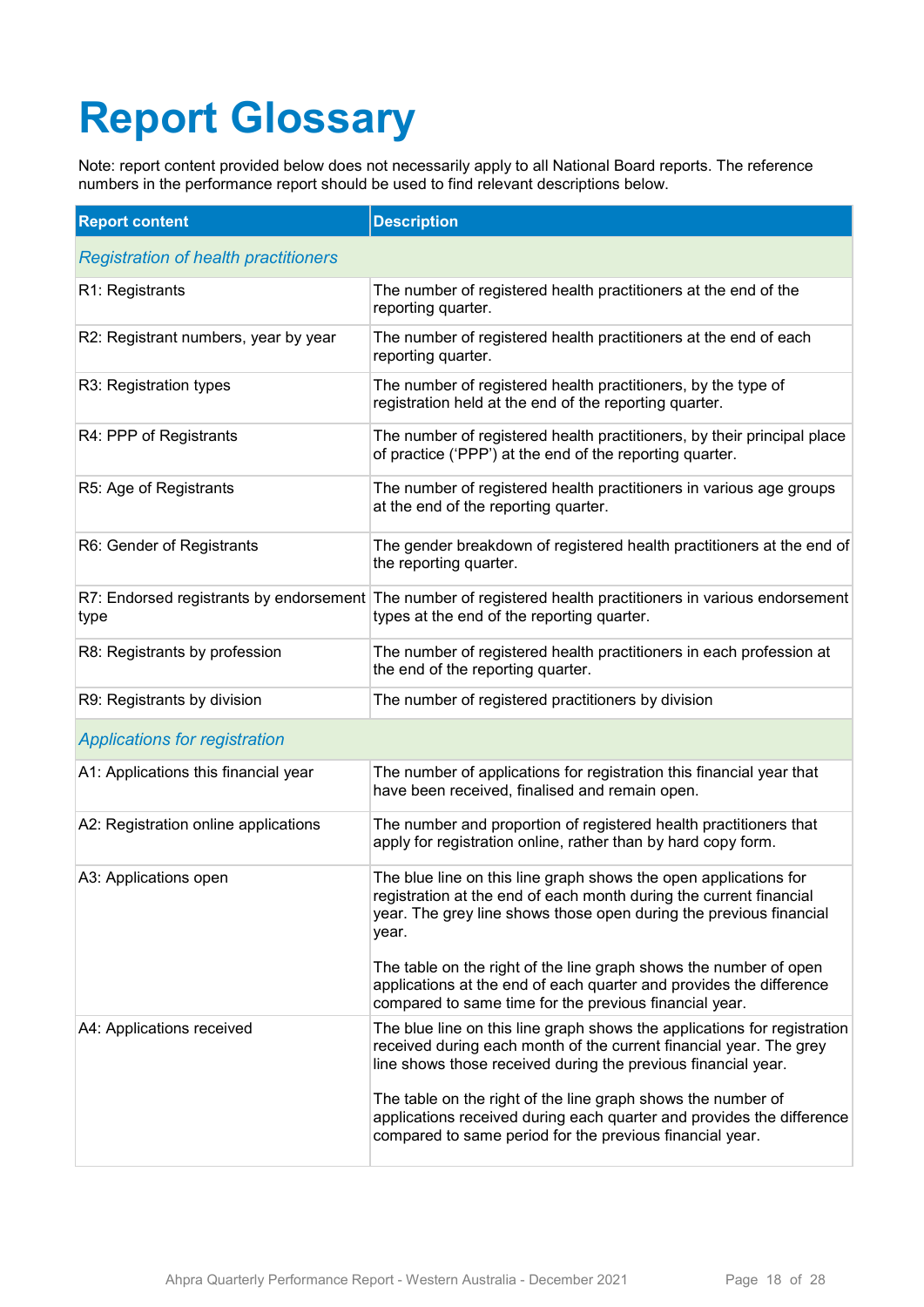# Report Glossary

Note: report content provided below does not necessarily apply to all National Board reports. The reference numbers in the performance report should be used to find relevant descriptions below.

| Report content | Description |
|---|---|
| *Registration of health practitioners* | |
| R1: Registrants | The number of registered health practitioners at the end of the reporting quarter. |
| R2: Registrant numbers, year by year | The number of registered health practitioners at the end of each reporting quarter. |
| R3: Registration types | The number of registered health practitioners, by the type of registration held at the end of the reporting quarter. |
| R4: PPP of Registrants | The number of registered health practitioners, by their principal place of practice ('PPP') at the end of the reporting quarter. |
| R5: Age of Registrants | The number of registered health practitioners in various age groups at the end of the reporting quarter. |
| R6: Gender of Registrants | The gender breakdown of registered health practitioners at the end of the reporting quarter. |
| R7: Endorsed registrants by endorsement type | The number of registered health practitioners in various endorsement types at the end of the reporting quarter. |
| R8: Registrants by profession | The number of registered health practitioners in each profession at the end of the reporting quarter. |
| R9: Registrants by division | The number of registered practitioners by division |
| *Applications for registration* | |
| A1: Applications this financial year | The number of applications for registration this financial year that have been received, finalised and remain open. |
| A2: Registration online applications | The number and proportion of registered health practitioners that apply for registration online, rather than by hard copy form. |
| A3: Applications open | The blue line on this line graph shows the open applications for registration at the end of each month during the current financial year. The grey line shows those open during the previous financial year.<br><br>The table on the right of the line graph shows the number of open applications at the end of each quarter and provides the difference compared to same time for the previous financial year. |
| A4: Applications received | The blue line on this line graph shows the applications for registration received during each month of the current financial year. The grey line shows those received during the previous financial year.<br><br>The table on the right of the line graph shows the number of applications received during each quarter and provides the difference compared to same period for the previous financial year. |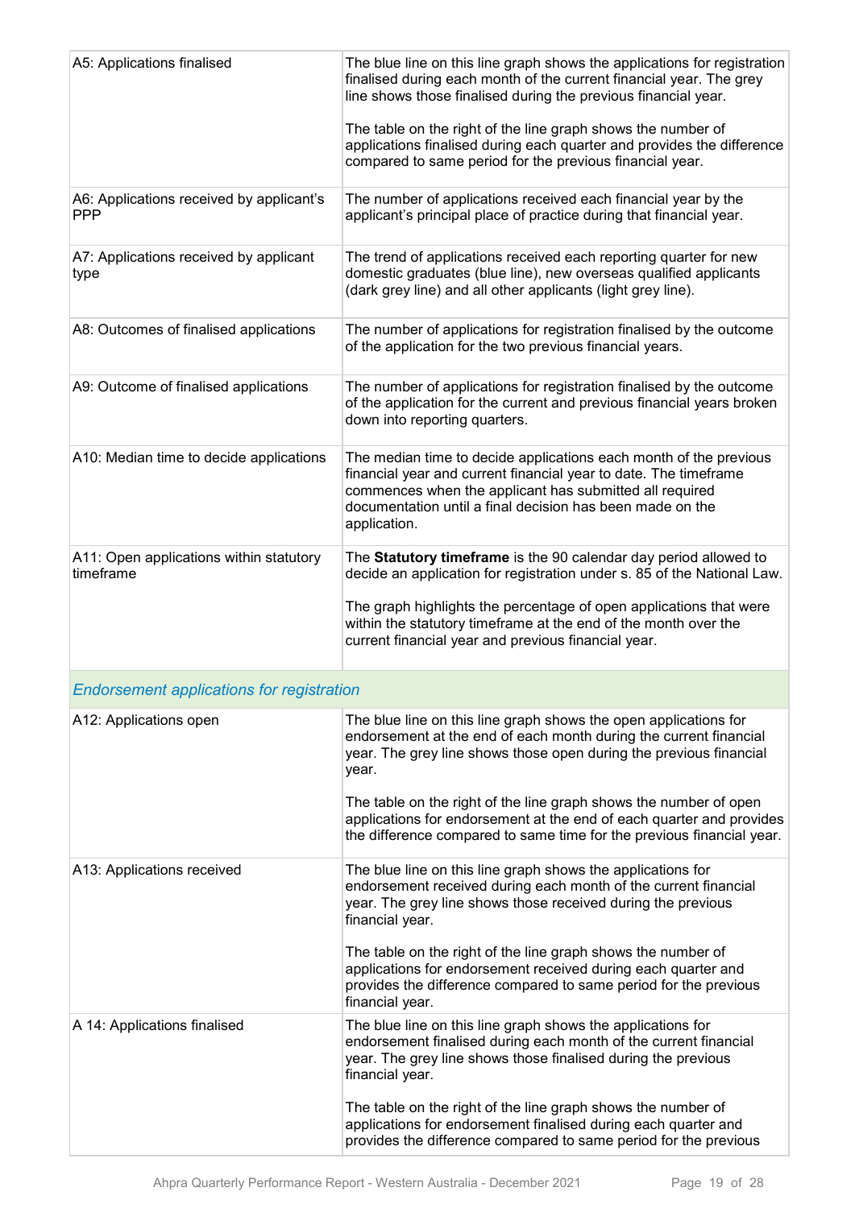| | |
|---|---|
| A5: Applications finalised | The blue line on this line graph shows the applications for registration finalised during each month of the current financial year. The grey line shows those finalised during the previous financial year.<br><br>The table on the right of the line graph shows the number of applications finalised during each quarter and provides the difference compared to same period for the previous financial year. |
| A6: Applications received by applicant's PPP | The number of applications received each financial year by the applicant's principal place of practice during that financial year. |
| A7: Applications received by applicant type | The trend of applications received each reporting quarter for new domestic graduates (blue line), new overseas qualified applicants (dark grey line) and all other applicants (light grey line). |
| A8: Outcomes of finalised applications | The number of applications for registration finalised by the outcome of the application for the two previous financial years. |
| A9: Outcome of finalised applications | The number of applications for registration finalised by the outcome of the application for the current and previous financial years broken down into reporting quarters. |
| A10: Median time to decide applications | The median time to decide applications each month of the previous financial year and current financial year to date. The timeframe commences when the applicant has submitted all required documentation until a final decision has been made on the application. |
| A11: Open applications within statutory timeframe | The **Statutory timeframe** is the 90 calendar day period allowed to decide an application for registration under s. 85 of the National Law.<br><br>The graph highlights the percentage of open applications that were within the statutory timeframe at the end of the month over the current financial year and previous financial year. |
| *Endorsement applications for registration* | |
| A12: Applications open | The blue line on this line graph shows the open applications for endorsement at the end of each month during the current financial year. The grey line shows those open during the previous financial year.<br><br>The table on the right of the line graph shows the number of open applications for endorsement at the end of each quarter and provides the difference compared to same time for the previous financial year. |
| A13: Applications received | The blue line on this line graph shows the applications for endorsement received during each month of the current financial year. The grey line shows those received during the previous financial year.<br><br>The table on the right of the line graph shows the number of applications for endorsement received during each quarter and provides the difference compared to same period for the previous financial year. |
| A 14: Applications finalised | The blue line on this line graph shows the applications for endorsement finalised during each month of the current financial year. The grey line shows those finalised during the previous financial year.<br><br>The table on the right of the line graph shows the number of applications for endorsement finalised during each quarter and provides the difference compared to same period for the previous |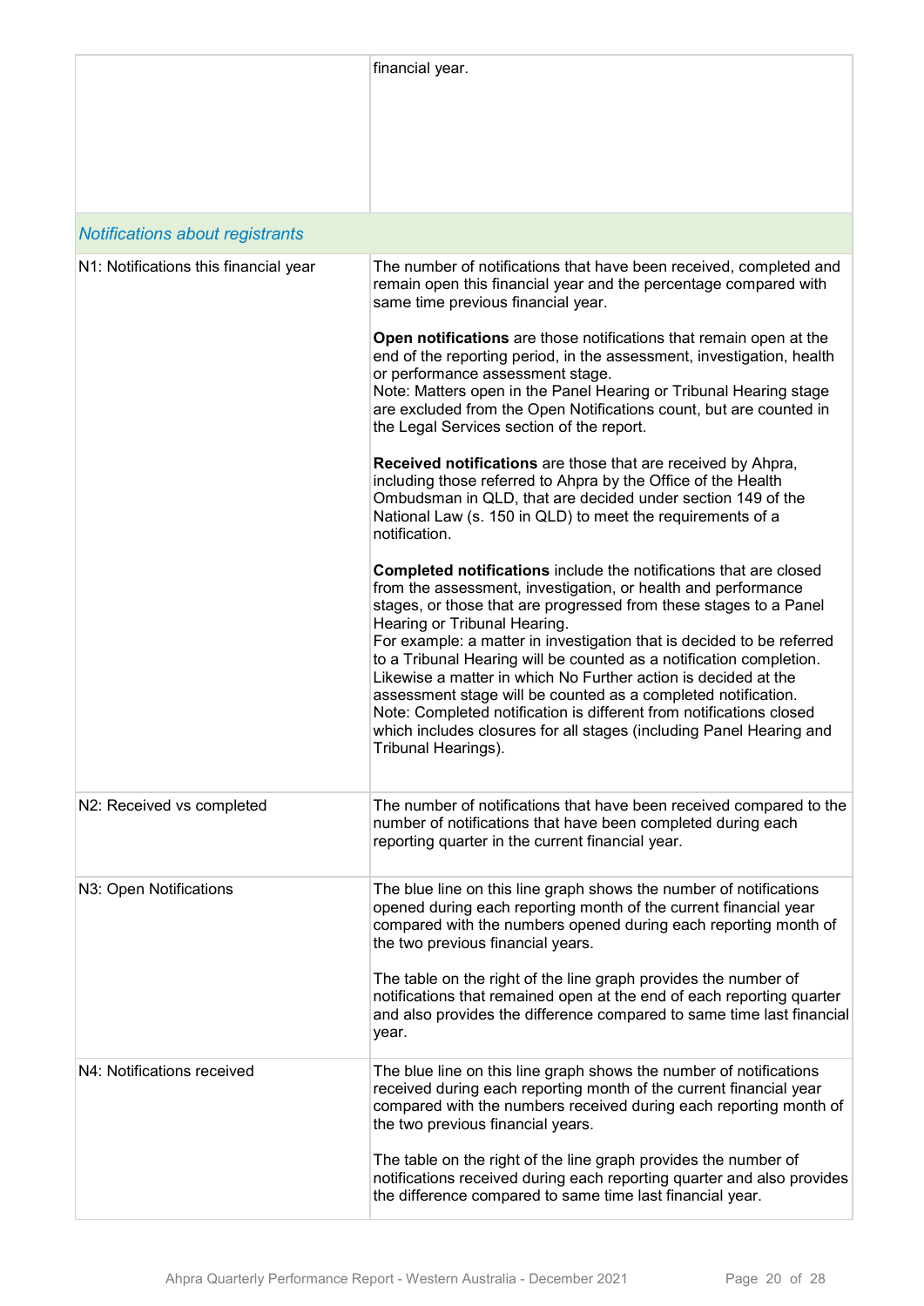| | |
|---|---|
| | financial year. |
| *Notifications about registrants* | |
| N1: Notifications this financial year | The number of notifications that have been received, completed and remain open this financial year and the percentage compared with same time previous financial year.<br><br>**Open notifications** are those notifications that remain open at the end of the reporting period, in the assessment, investigation, health or performance assessment stage.<br>Note: Matters open in the Panel Hearing or Tribunal Hearing stage are excluded from the Open Notifications count, but are counted in the Legal Services section of the report.<br><br>**Received notifications** are those that are received by Ahpra, including those referred to Ahpra by the Office of the Health Ombudsman in QLD, that are decided under section 149 of the National Law (s. 150 in QLD) to meet the requirements of a notification.<br><br>**Completed notifications** include the notifications that are closed from the assessment, investigation, or health and performance stages, or those that are progressed from these stages to a Panel Hearing or Tribunal Hearing.<br>For example: a matter in investigation that is decided to be referred to a Tribunal Hearing will be counted as a notification completion. Likewise a matter in which No Further action is decided at the assessment stage will be counted as a completed notification.<br>Note: Completed notification is different from notifications closed which includes closures for all stages (including Panel Hearing and Tribunal Hearings). |
| N2: Received vs completed | The number of notifications that have been received compared to the number of notifications that have been completed during each reporting quarter in the current financial year. |
| N3: Open Notifications | The blue line on this line graph shows the number of notifications opened during each reporting month of the current financial year compared with the numbers opened during each reporting month of the two previous financial years.<br><br>The table on the right of the line graph provides the number of notifications that remained open at the end of each reporting quarter and also provides the difference compared to same time last financial year. |
| N4: Notifications received | The blue line on this line graph shows the number of notifications received during each reporting month of the current financial year compared with the numbers received during each reporting month of the two previous financial years.<br><br>The table on the right of the line graph provides the number of notifications received during each reporting quarter and also provides the difference compared to same time last financial year. |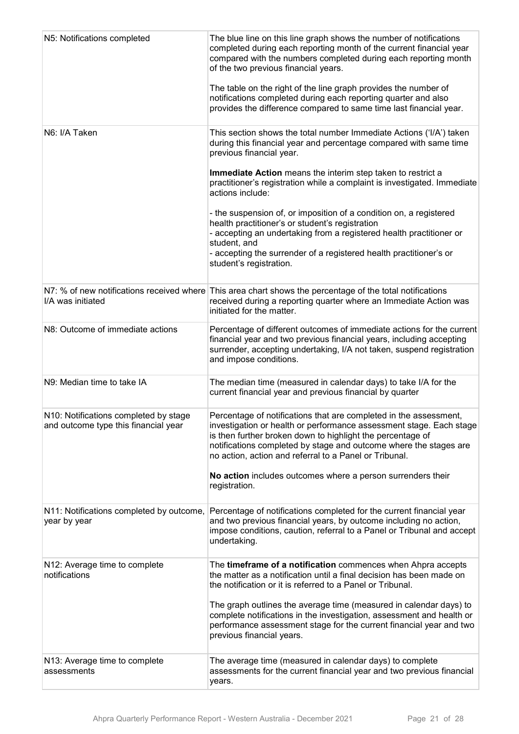| | |
|---|---|
| N5: Notifications completed | The blue line on this line graph shows the number of notifications completed during each reporting month of the current financial year compared with the numbers completed during each reporting month of the two previous financial years.<br><br>The table on the right of the line graph provides the number of notifications completed during each reporting quarter and also provides the difference compared to same time last financial year. |
| N6: I/A Taken | This section shows the total number Immediate Actions ('I/A') taken during this financial year and percentage compared with same time previous financial year.<br><br>**Immediate Action** means the interim step taken to restrict a practitioner's registration while a complaint is investigated. Immediate actions include:<br><br>- the suspension of, or imposition of a condition on, a registered health practitioner's or student's registration<br>- accepting an undertaking from a registered health practitioner or student, and<br>- accepting the surrender of a registered health practitioner's or student's registration. |
| N7: % of new notifications received where I/A was initiated | This area chart shows the percentage of the total notifications received during a reporting quarter where an Immediate Action was initiated for the matter. |
| N8: Outcome of immediate actions | Percentage of different outcomes of immediate actions for the current financial year and two previous financial years, including accepting surrender, accepting undertaking, I/A not taken, suspend registration and impose conditions. |
| N9: Median time to take IA | The median time (measured in calendar days) to take I/A for the current financial year and previous financial by quarter |
| N10: Notifications completed by stage and outcome type this financial year | Percentage of notifications that are completed in the assessment, investigation or health or performance assessment stage. Each stage is then further broken down to highlight the percentage of notifications completed by stage and outcome where the stages are no action, action and referral to a Panel or Tribunal.<br><br>**No action** includes outcomes where a person surrenders their registration. |
| N11: Notifications completed by outcome, year by year | Percentage of notifications completed for the current financial year and two previous financial years, by outcome including no action, impose conditions, caution, referral to a Panel or Tribunal and accept undertaking. |
| N12: Average time to complete notifications | The **timeframe of a notification** commences when Ahpra accepts the matter as a notification until a final decision has been made on the notification or it is referred to a Panel or Tribunal.<br><br>The graph outlines the average time (measured in calendar days) to complete notifications in the investigation, assessment and health or performance assessment stage for the current financial year and two previous financial years. |
| N13: Average time to complete assessments | The average time (measured in calendar days) to complete assessments for the current financial year and two previous financial years. |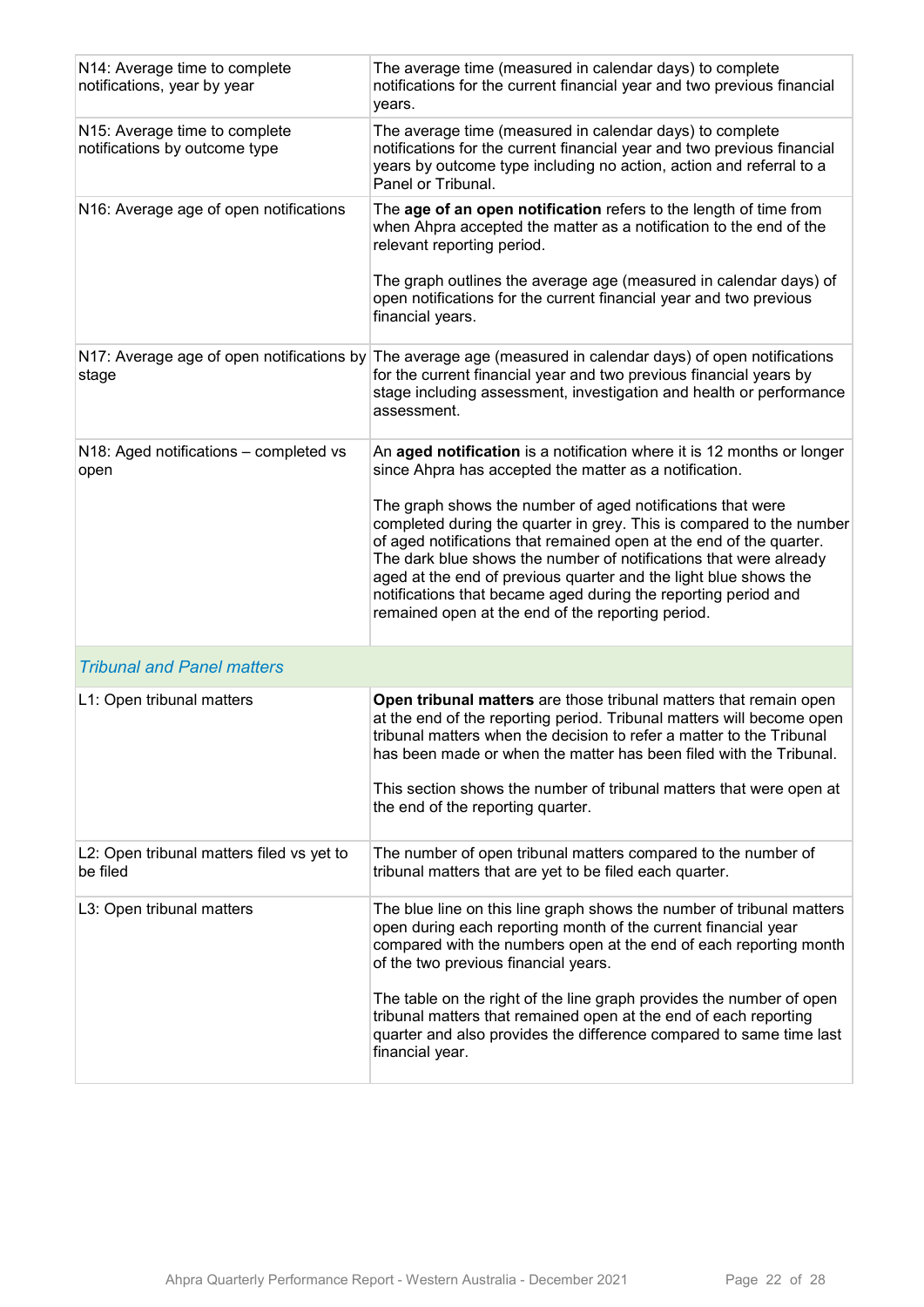| | |
|---|---|
| N14: Average time to complete notifications, year by year | The average time (measured in calendar days) to complete notifications for the current financial year and two previous financial years. |
| N15: Average time to complete notifications by outcome type | The average time (measured in calendar days) to complete notifications for the current financial year and two previous financial years by outcome type including no action, action and referral to a Panel or Tribunal. |
| N16: Average age of open notifications | The **age of an open notification** refers to the length of time from when Ahpra accepted the matter as a notification to the end of the relevant reporting period.<br><br>The graph outlines the average age (measured in calendar days) of open notifications for the current financial year and two previous financial years. |
| N17: Average age of open notifications by stage | The average age (measured in calendar days) of open notifications for the current financial year and two previous financial years by stage including assessment, investigation and health or performance assessment. |
| N18: Aged notifications – completed vs open | An **aged notification** is a notification where it is 12 months or longer since Ahpra has accepted the matter as a notification.<br><br>The graph shows the number of aged notifications that were completed during the quarter in grey. This is compared to the number of aged notifications that remained open at the end of the quarter. The dark blue shows the number of notifications that were already aged at the end of previous quarter and the light blue shows the notifications that became aged during the reporting period and remained open at the end of the reporting period. |
| *Tribunal and Panel matters* | |
| L1: Open tribunal matters | **Open tribunal matters** are those tribunal matters that remain open at the end of the reporting period. Tribunal matters will become open tribunal matters when the decision to refer a matter to the Tribunal has been made or when the matter has been filed with the Tribunal.<br><br>This section shows the number of tribunal matters that were open at the end of the reporting quarter. |
| L2: Open tribunal matters filed vs yet to be filed | The number of open tribunal matters compared to the number of tribunal matters that are yet to be filed each quarter. |
| L3: Open tribunal matters | The blue line on this line graph shows the number of tribunal matters open during each reporting month of the current financial year compared with the numbers open at the end of each reporting month of the two previous financial years.<br><br>The table on the right of the line graph provides the number of open tribunal matters that remained open at the end of each reporting quarter and also provides the difference compared to same time last financial year. |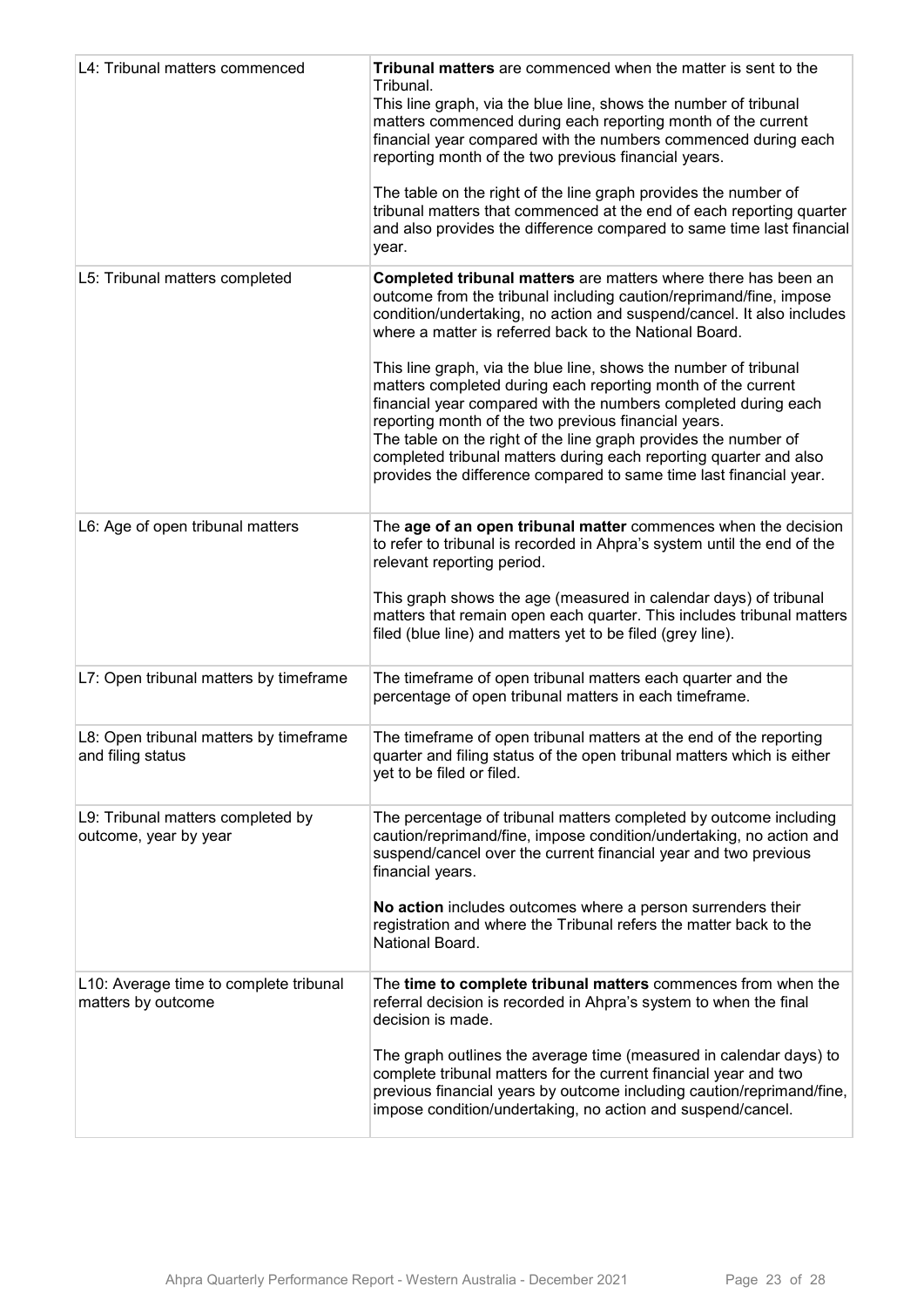| | |
|---|---|
| L4: Tribunal matters commenced | **Tribunal matters** are commenced when the matter is sent to the Tribunal.<br>This line graph, via the blue line, shows the number of tribunal matters commenced during each reporting month of the current financial year compared with the numbers commenced during each reporting month of the two previous financial years.<br><br>The table on the right of the line graph provides the number of tribunal matters that commenced at the end of each reporting quarter and also provides the difference compared to same time last financial year. |
| L5: Tribunal matters completed | **Completed tribunal matters** are matters where there has been an outcome from the tribunal including caution/reprimand/fine, impose condition/undertaking, no action and suspend/cancel. It also includes where a matter is referred back to the National Board.<br><br>This line graph, via the blue line, shows the number of tribunal matters completed during each reporting month of the current financial year compared with the numbers completed during each reporting month of the two previous financial years.<br>The table on the right of the line graph provides the number of completed tribunal matters during each reporting quarter and also provides the difference compared to same time last financial year. |
| L6: Age of open tribunal matters | The **age of an open tribunal matter** commences when the decision to refer to tribunal is recorded in Ahpra's system until the end of the relevant reporting period.<br><br>This graph shows the age (measured in calendar days) of tribunal matters that remain open each quarter. This includes tribunal matters filed (blue line) and matters yet to be filed (grey line). |
| L7: Open tribunal matters by timeframe | The timeframe of open tribunal matters each quarter and the percentage of open tribunal matters in each timeframe. |
| L8: Open tribunal matters by timeframe and filing status | The timeframe of open tribunal matters at the end of the reporting quarter and filing status of the open tribunal matters which is either yet to be filed or filed. |
| L9: Tribunal matters completed by outcome, year by year | The percentage of tribunal matters completed by outcome including caution/reprimand/fine, impose condition/undertaking, no action and suspend/cancel over the current financial year and two previous financial years.<br><br>**No action** includes outcomes where a person surrenders their registration and where the Tribunal refers the matter back to the National Board. |
| L10: Average time to complete tribunal matters by outcome | The **time to complete tribunal matters** commences from when the referral decision is recorded in Ahpra's system to when the final decision is made.<br><br>The graph outlines the average time (measured in calendar days) to complete tribunal matters for the current financial year and two previous financial years by outcome including caution/reprimand/fine, impose condition/undertaking, no action and suspend/cancel. |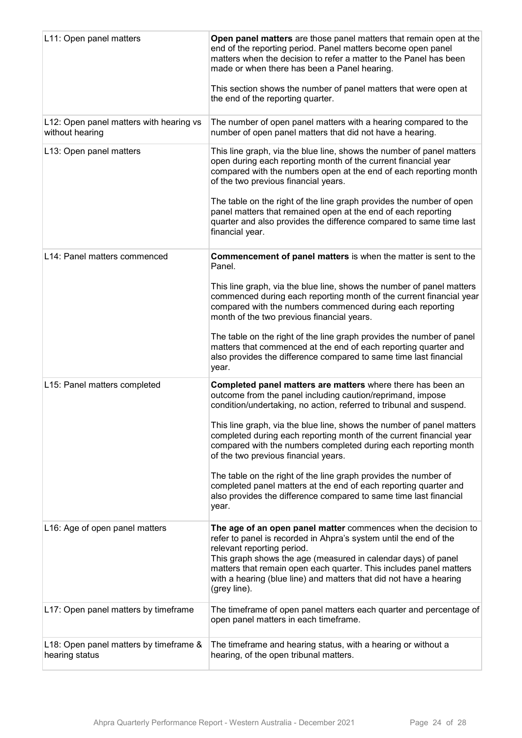| | |
|---|---|
| L11: Open panel matters | **Open panel matters** are those panel matters that remain open at the end of the reporting period. Panel matters become open panel matters when the decision to refer a matter to the Panel has been made or when there has been a Panel hearing.<br><br>This section shows the number of panel matters that were open at the end of the reporting quarter. |
| L12: Open panel matters with hearing vs without hearing | The number of open panel matters with a hearing compared to the number of open panel matters that did not have a hearing. |
| L13: Open panel matters | This line graph, via the blue line, shows the number of panel matters open during each reporting month of the current financial year compared with the numbers open at the end of each reporting month of the two previous financial years.<br><br>The table on the right of the line graph provides the number of open panel matters that remained open at the end of each reporting quarter and also provides the difference compared to same time last financial year. |
| L14: Panel matters commenced | **Commencement of panel matters** is when the matter is sent to the Panel.<br><br>This line graph, via the blue line, shows the number of panel matters commenced during each reporting month of the current financial year compared with the numbers commenced during each reporting month of the two previous financial years.<br><br>The table on the right of the line graph provides the number of panel matters that commenced at the end of each reporting quarter and also provides the difference compared to same time last financial year. |
| L15: Panel matters completed | **Completed panel matters are matters** where there has been an outcome from the panel including caution/reprimand, impose condition/undertaking, no action, referred to tribunal and suspend.<br><br>This line graph, via the blue line, shows the number of panel matters completed during each reporting month of the current financial year compared with the numbers completed during each reporting month of the two previous financial years.<br><br>The table on the right of the line graph provides the number of completed panel matters at the end of each reporting quarter and also provides the difference compared to same time last financial year. |
| L16: Age of open panel matters | **The age of an open panel matter** commences when the decision to refer to panel is recorded in Ahpra's system until the end of the relevant reporting period.<br>This graph shows the age (measured in calendar days) of panel matters that remain open each quarter. This includes panel matters with a hearing (blue line) and matters that did not have a hearing (grey line). |
| L17: Open panel matters by timeframe | The timeframe of open panel matters each quarter and percentage of open panel matters in each timeframe. |
| L18: Open panel matters by timeframe & hearing status | The timeframe and hearing status, with a hearing or without a hearing, of the open tribunal matters. |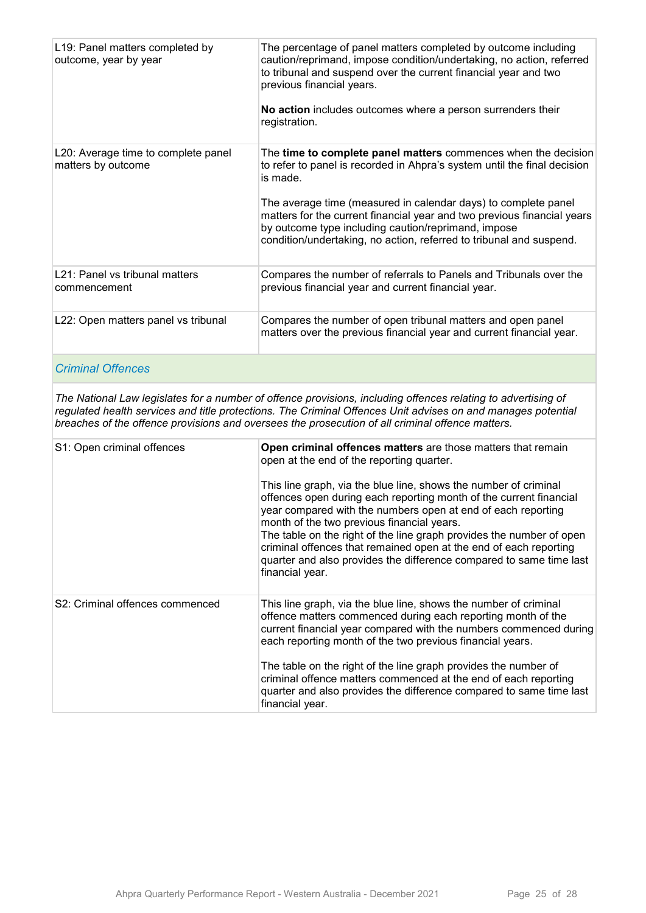| | |
|---|---|
| L19: Panel matters completed by outcome, year by year | The percentage of panel matters completed by outcome including caution/reprimand, impose condition/undertaking, no action, referred to tribunal and suspend over the current financial year and two previous financial years.<br><br>**No action** includes outcomes where a person surrenders their registration. |
| L20: Average time to complete panel matters by outcome | The **time to complete panel matters** commences when the decision to refer to panel is recorded in Ahpra's system until the final decision is made.<br><br>The average time (measured in calendar days) to complete panel matters for the current financial year and two previous financial years by outcome type including caution/reprimand, impose condition/undertaking, no action, referred to tribunal and suspend. |
| L21: Panel vs tribunal matters commencement | Compares the number of referrals to Panels and Tribunals over the previous financial year and current financial year. |
| L22: Open matters panel vs tribunal | Compares the number of open tribunal matters and open panel matters over the previous financial year and current financial year. |

## *Criminal Offences*

*The National Law legislates for a number of offence provisions, including offences relating to advertising of regulated health services and title protections. The Criminal Offences Unit advises on and manages potential breaches of the offence provisions and oversees the prosecution of all criminal offence matters.*

| | |
|---|---|
| S1: Open criminal offences | **Open criminal offences matters** are those matters that remain open at the end of the reporting quarter.<br><br>This line graph, via the blue line, shows the number of criminal offences open during each reporting month of the current financial year compared with the numbers open at end of each reporting month of the two previous financial years.<br>The table on the right of the line graph provides the number of open criminal offences that remained open at the end of each reporting quarter and also provides the difference compared to same time last financial year. |
| S2: Criminal offences commenced | This line graph, via the blue line, shows the number of criminal offence matters commenced during each reporting month of the current financial year compared with the numbers commenced during each reporting month of the two previous financial years.<br><br>The table on the right of the line graph provides the number of criminal offence matters commenced at the end of each reporting quarter and also provides the difference compared to same time last financial year. |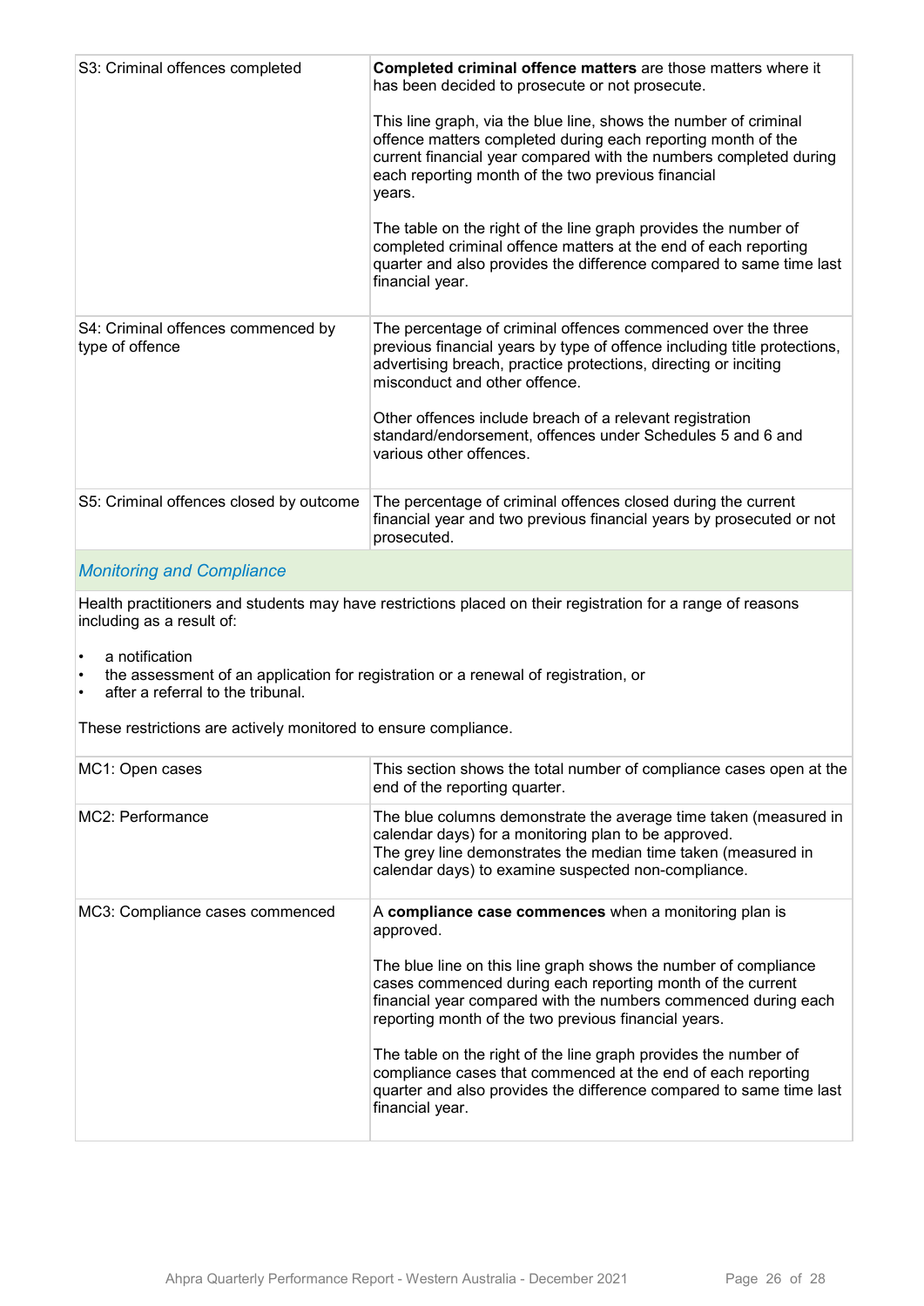| | |
|---|---|
| S3: Criminal offences completed | **Completed criminal offence matters** are those matters where it has been decided to prosecute or not prosecute.<br><br>This line graph, via the blue line, shows the number of criminal offence matters completed during each reporting month of the current financial year compared with the numbers completed during each reporting month of the two previous financial years.<br><br>The table on the right of the line graph provides the number of completed criminal offence matters at the end of each reporting quarter and also provides the difference compared to same time last financial year. |
| S4: Criminal offences commenced by type of offence | The percentage of criminal offences commenced over the three previous financial years by type of offence including title protections, advertising breach, practice protections, directing or inciting misconduct and other offence.<br><br>Other offences include breach of a relevant registration standard/endorsement, offences under Schedules 5 and 6 and various other offences. |
| S5: Criminal offences closed by outcome | The percentage of criminal offences closed during the current financial year and two previous financial years by prosecuted or not prosecuted. |

### *Monitoring and Compliance*

Health practitioners and students may have restrictions placed on their registration for a range of reasons including as a result of:

- a notification
- the assessment of an application for registration or a renewal of registration, or
- after a referral to the tribunal.

These restrictions are actively monitored to ensure compliance.

| | |
|---|---|
| MC1: Open cases | This section shows the total number of compliance cases open at the end of the reporting quarter. |
| MC2: Performance | The blue columns demonstrate the average time taken (measured in calendar days) for a monitoring plan to be approved.<br>The grey line demonstrates the median time taken (measured in calendar days) to examine suspected non-compliance. |
| MC3: Compliance cases commenced | A **compliance case commences** when a monitoring plan is approved.<br><br>The blue line on this line graph shows the number of compliance cases commenced during each reporting month of the current financial year compared with the numbers commenced during each reporting month of the two previous financial years.<br><br>The table on the right of the line graph provides the number of compliance cases that commenced at the end of each reporting quarter and also provides the difference compared to same time last financial year. |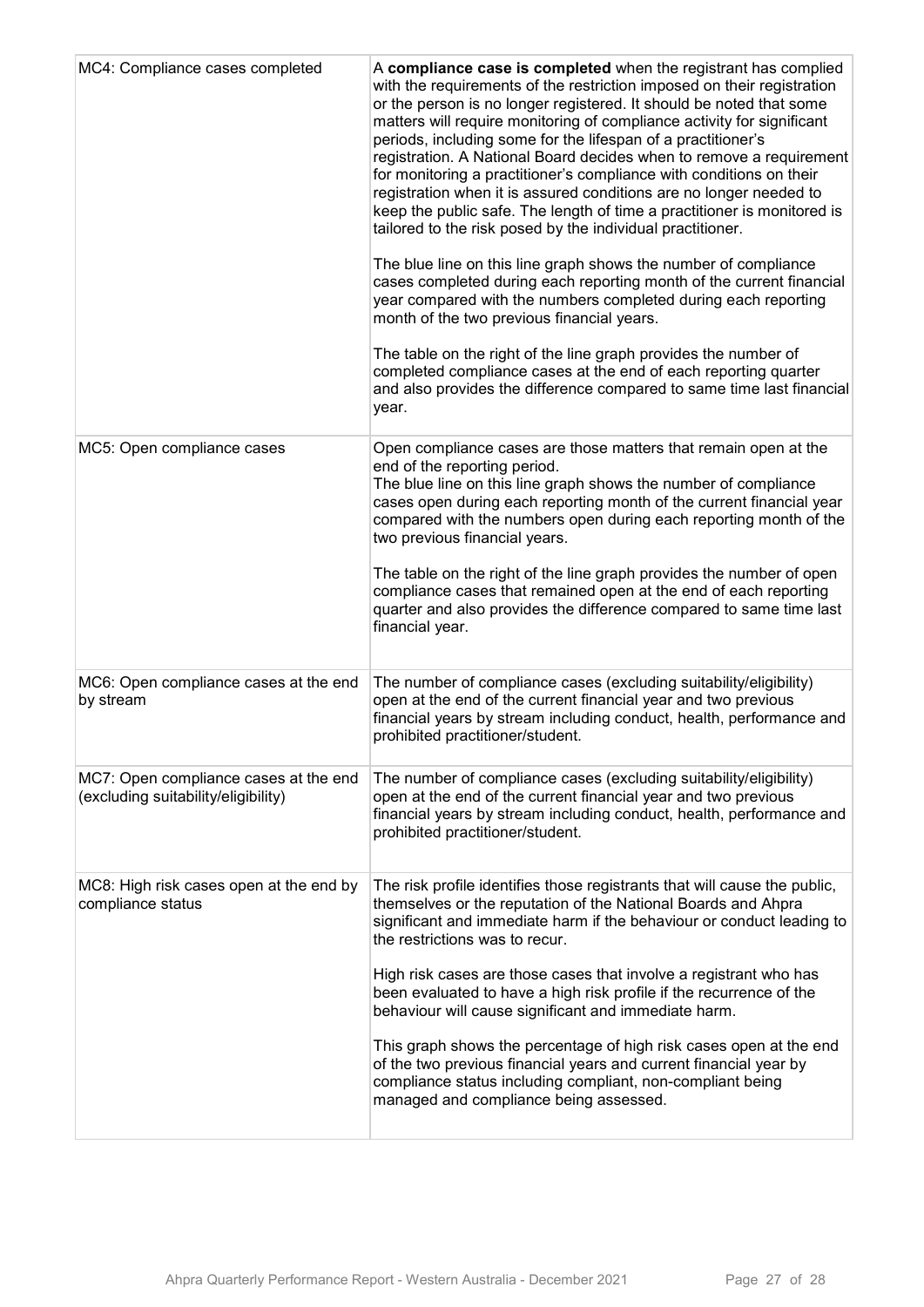| | |
|---|---|
| MC4: Compliance cases completed | A **compliance case is completed** when the registrant has complied with the requirements of the restriction imposed on their registration or the person is no longer registered. It should be noted that some matters will require monitoring of compliance activity for significant periods, including some for the lifespan of a practitioner's registration. A National Board decides when to remove a requirement for monitoring a practitioner's compliance with conditions on their registration when it is assured conditions are no longer needed to keep the public safe. The length of time a practitioner is monitored is tailored to the risk posed by the individual practitioner.<br><br>The blue line on this line graph shows the number of compliance cases completed during each reporting month of the current financial year compared with the numbers completed during each reporting month of the two previous financial years.<br><br>The table on the right of the line graph provides the number of completed compliance cases at the end of each reporting quarter and also provides the difference compared to same time last financial year. |
| MC5: Open compliance cases | Open compliance cases are those matters that remain open at the end of the reporting period.<br>The blue line on this line graph shows the number of compliance cases open during each reporting month of the current financial year compared with the numbers open during each reporting month of the two previous financial years.<br><br>The table on the right of the line graph provides the number of open compliance cases that remained open at the end of each reporting quarter and also provides the difference compared to same time last financial year. |
| MC6: Open compliance cases at the end by stream | The number of compliance cases (excluding suitability/eligibility) open at the end of the current financial year and two previous financial years by stream including conduct, health, performance and prohibited practitioner/student. |
| MC7: Open compliance cases at the end (excluding suitability/eligibility) | The number of compliance cases (excluding suitability/eligibility) open at the end of the current financial year and two previous financial years by stream including conduct, health, performance and prohibited practitioner/student. |
| MC8: High risk cases open at the end by compliance status | The risk profile identifies those registrants that will cause the public, themselves or the reputation of the National Boards and Ahpra significant and immediate harm if the behaviour or conduct leading to the restrictions was to recur.<br><br>High risk cases are those cases that involve a registrant who has been evaluated to have a high risk profile if the recurrence of the behaviour will cause significant and immediate harm.<br><br>This graph shows the percentage of high risk cases open at the end of the two previous financial years and current financial year by compliance status including compliant, non-compliant being managed and compliance being assessed. |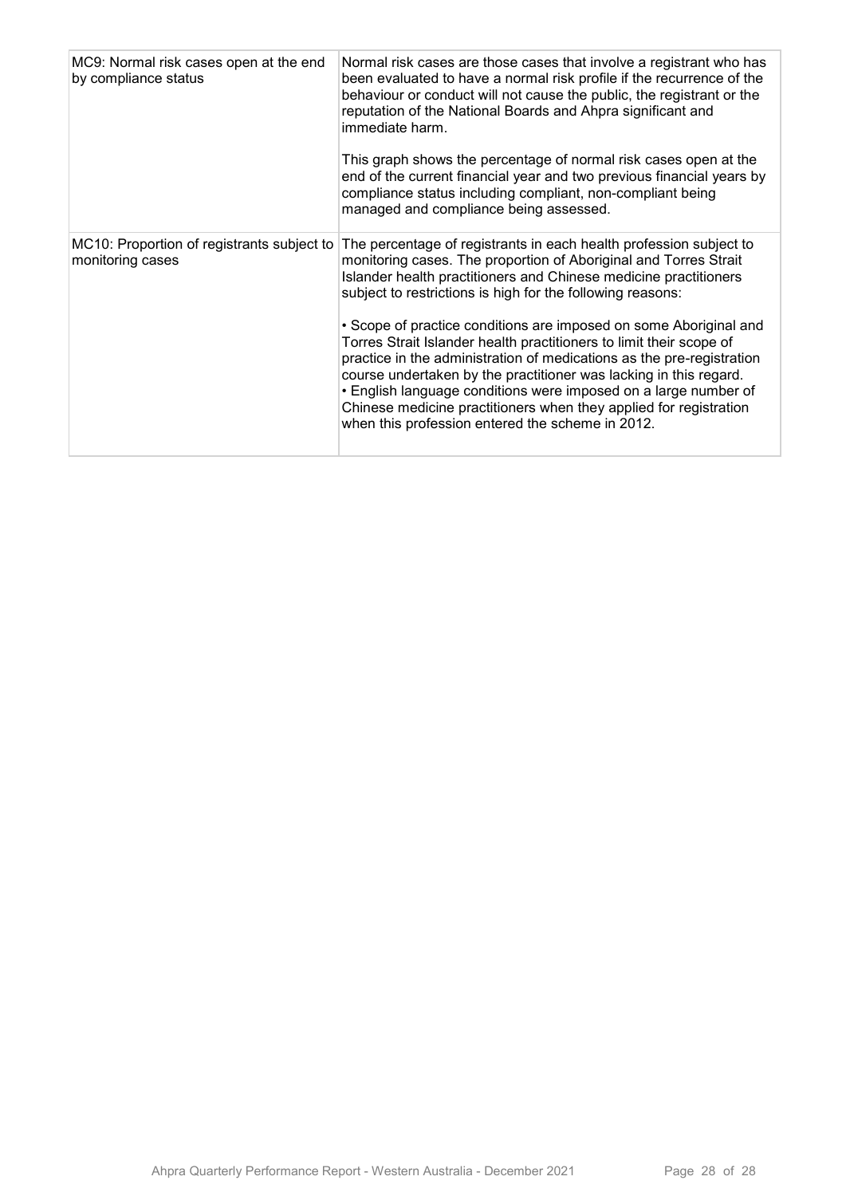| | |
|---|---|
| MC9: Normal risk cases open at the end by compliance status | Normal risk cases are those cases that involve a registrant who has been evaluated to have a normal risk profile if the recurrence of the behaviour or conduct will not cause the public, the registrant or the reputation of the National Boards and Ahpra significant and immediate harm.<br><br>This graph shows the percentage of normal risk cases open at the end of the current financial year and two previous financial years by compliance status including compliant, non-compliant being managed and compliance being assessed. |
| MC10: Proportion of registrants subject to monitoring cases | The percentage of registrants in each health profession subject to monitoring cases. The proportion of Aboriginal and Torres Strait Islander health practitioners and Chinese medicine practitioners subject to restrictions is high for the following reasons:<br><br>• Scope of practice conditions are imposed on some Aboriginal and Torres Strait Islander health practitioners to limit their scope of practice in the administration of medications as the pre-registration course undertaken by the practitioner was lacking in this regard.<br>• English language conditions were imposed on a large number of Chinese medicine practitioners when they applied for registration when this profession entered the scheme in 2012. |